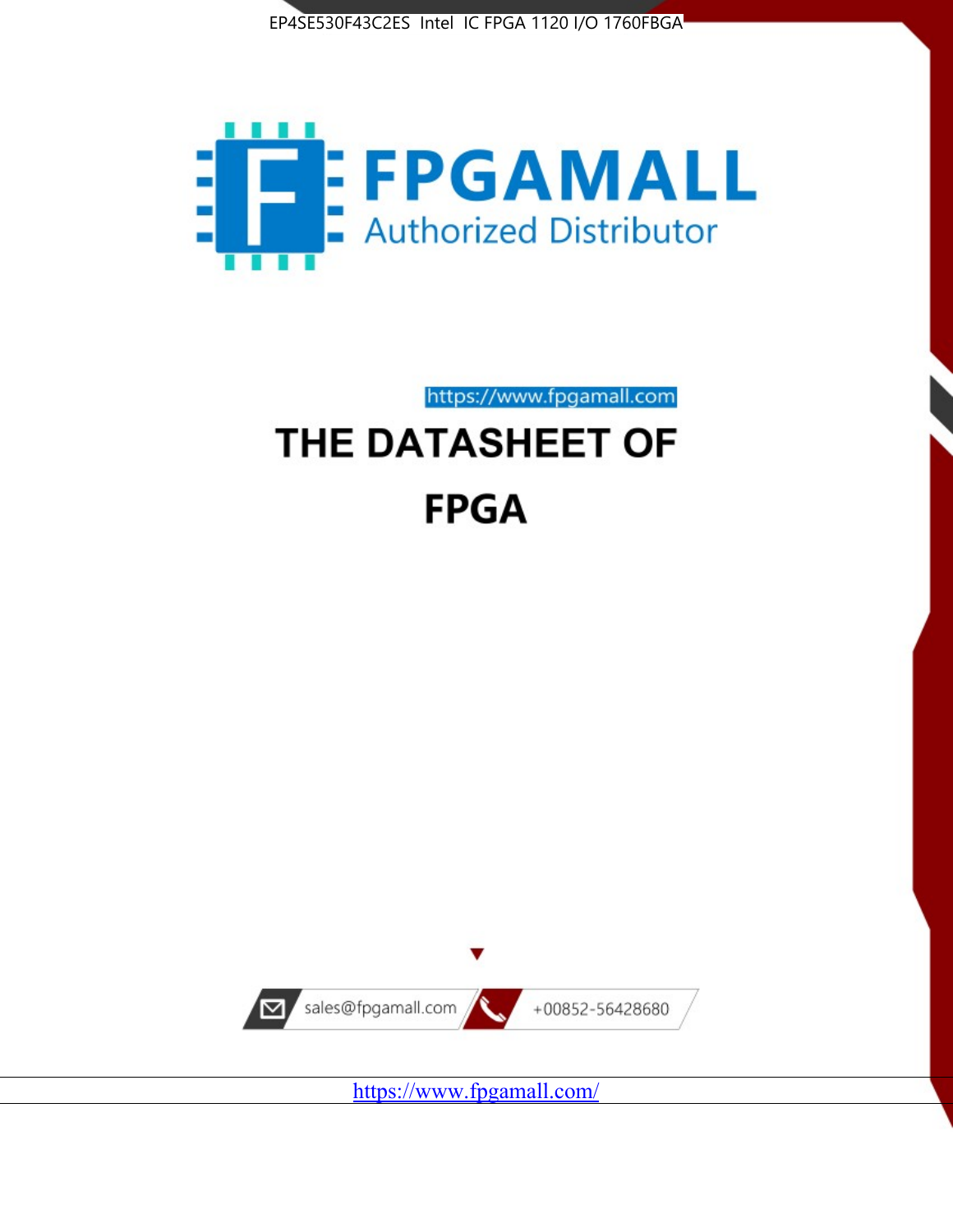EP4SE530F43C2ES Intel IC FPGA 1120 I/O 1760FBGA

FPGAMALL

Authorized Distributor

https://www.fpgamall.com

# THE DATASHEET OF

# FPGA

sales@fpgamall.com

+00852-56428680

https://www.fpgamall.com/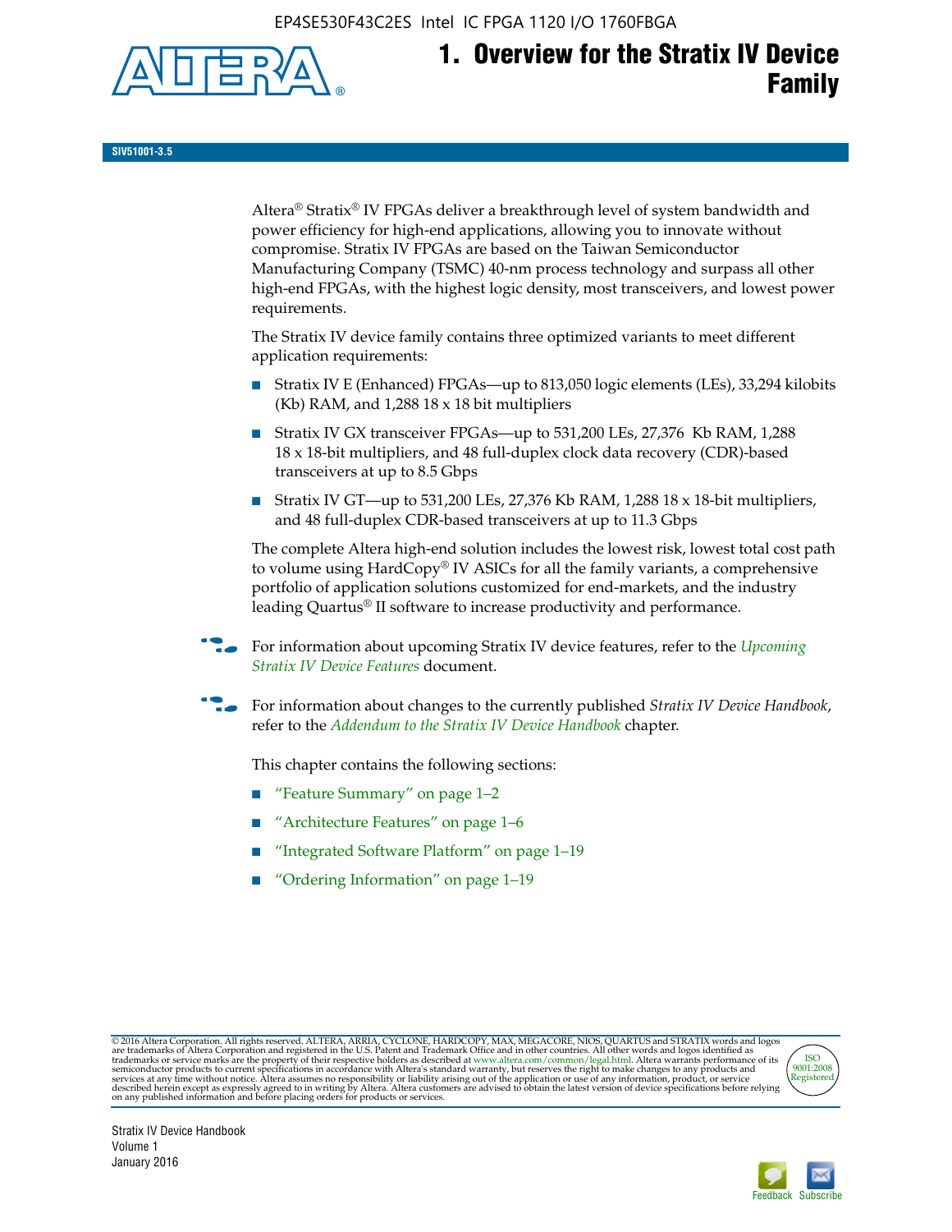# 1. Overview for the Stratix IV Device Family

**SIV51001-3.5**

Altera® Stratix® IV FPGAs deliver a breakthrough level of system bandwidth and power efficiency for high-end applications, allowing you to innovate without compromise. Stratix IV FPGAs are based on the Taiwan Semiconductor Manufacturing Company (TSMC) 40-nm process technology and surpass all other high-end FPGAs, with the highest logic density, most transceivers, and lowest power requirements.

The Stratix IV device family contains three optimized variants to meet different application requirements:

- Stratix IV E (Enhanced) FPGAs—up to 813,050 logic elements (LEs), 33,294 kilobits (Kb) RAM, and 1,288 18 x 18 bit multipliers
- Stratix IV GX transceiver FPGAs—up to 531,200 LEs, 27,376 Kb RAM, 1,288 18 x 18-bit multipliers, and 48 full-duplex clock data recovery (CDR)-based transceivers at up to 8.5 Gbps
- Stratix IV GT—up to 531,200 LEs, 27,376 Kb RAM, 1,288 18 x 18-bit multipliers, and 48 full-duplex CDR-based transceivers at up to 11.3 Gbps

The complete Altera high-end solution includes the lowest risk, lowest total cost path to volume using HardCopy® IV ASICs for all the family variants, a comprehensive portfolio of application solutions customized for end-markets, and the industry leading Quartus® II software to increase productivity and performance.

For information about upcoming Stratix IV device features, refer to the *Upcoming Stratix IV Device Features* document.

For information about changes to the currently published *Stratix IV Device Handbook*, refer to the *Addendum to the Stratix IV Device Handbook* chapter.

This chapter contains the following sections:

- "Feature Summary" on page 1–2
- "Architecture Features" on page 1–6
- "Integrated Software Platform" on page 1–19
- "Ordering Information" on page 1–19

© 2016 Altera Corporation. All rights reserved. ALTERA, ARRIA, CYCLONE, HARDCOPY, MAX, MEGACORE, NIOS, QUARTUS and STRATIX words and logos are trademarks of Altera Corporation and registered in the U.S. Patent and Trademark Office and in other countries. All other words and logos identified as trademarks or service marks are the property of their respective holders as described at www.altera.com/common/legal.html. Altera warrants performance of its semiconductor products to current specifications in accordance with Altera's standard warranty, but reserves the right to make changes to any products and services at any time without notice. Altera assumes no responsibility or liability arising out of the application or use of any information, product, or service described herein except as expressly agreed to in writing by Altera. Altera customers are advised to obtain the latest version of device specifications before relying on any published information and before placing orders for products or services.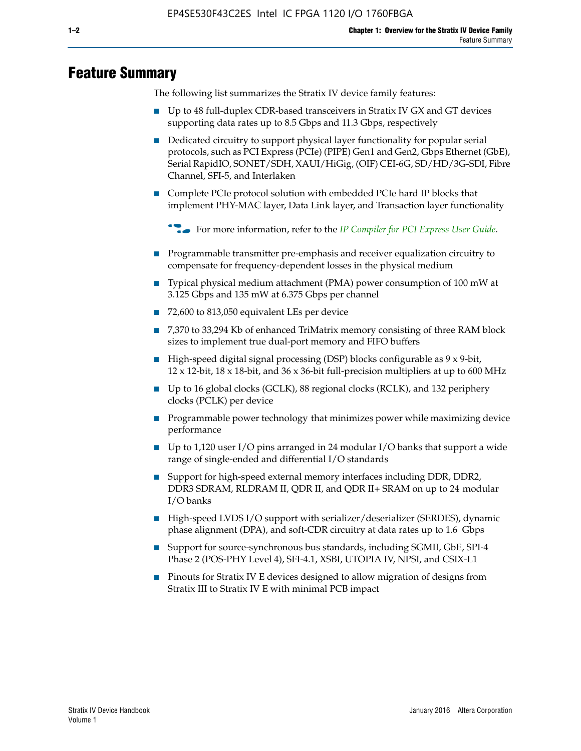# Feature Summary

The following list summarizes the Stratix IV device family features:

- Up to 48 full-duplex CDR-based transceivers in Stratix IV GX and GT devices supporting data rates up to 8.5 Gbps and 11.3 Gbps, respectively
- Dedicated circuitry to support physical layer functionality for popular serial protocols, such as PCI Express (PCIe) (PIPE) Gen1 and Gen2, Gbps Ethernet (GbE), Serial RapidIO, SONET/SDH, XAUI/HiGig, (OIF) CEI-6G, SD/HD/3G-SDI, Fibre Channel, SFI-5, and Interlaken
- Complete PCIe protocol solution with embedded PCIe hard IP blocks that implement PHY-MAC layer, Data Link layer, and Transaction layer functionality

  For more information, refer to the *IP Compiler for PCI Express User Guide*.

- Programmable transmitter pre-emphasis and receiver equalization circuitry to compensate for frequency-dependent losses in the physical medium
- Typical physical medium attachment (PMA) power consumption of 100 mW at 3.125 Gbps and 135 mW at 6.375 Gbps per channel
- 72,600 to 813,050 equivalent LEs per device
- 7,370 to 33,294 Kb of enhanced TriMatrix memory consisting of three RAM block sizes to implement true dual-port memory and FIFO buffers
- High-speed digital signal processing (DSP) blocks configurable as 9 x 9-bit, 12 x 12-bit, 18 x 18-bit, and 36 x 36-bit full-precision multipliers at up to 600 MHz
- Up to 16 global clocks (GCLK), 88 regional clocks (RCLK), and 132 periphery clocks (PCLK) per device
- Programmable power technology that minimizes power while maximizing device performance
- Up to 1,120 user I/O pins arranged in 24 modular I/O banks that support a wide range of single-ended and differential I/O standards
- Support for high-speed external memory interfaces including DDR, DDR2, DDR3 SDRAM, RLDRAM II, QDR II, and QDR II+ SRAM on up to 24 modular I/O banks
- High-speed LVDS I/O support with serializer/deserializer (SERDES), dynamic phase alignment (DPA), and soft-CDR circuitry at data rates up to 1.6 Gbps
- Support for source-synchronous bus standards, including SGMII, GbE, SPI-4 Phase 2 (POS-PHY Level 4), SFI-4.1, XSBI, UTOPIA IV, NPSI, and CSIX-L1
- Pinouts for Stratix IV E devices designed to allow migration of designs from Stratix III to Stratix IV E with minimal PCB impact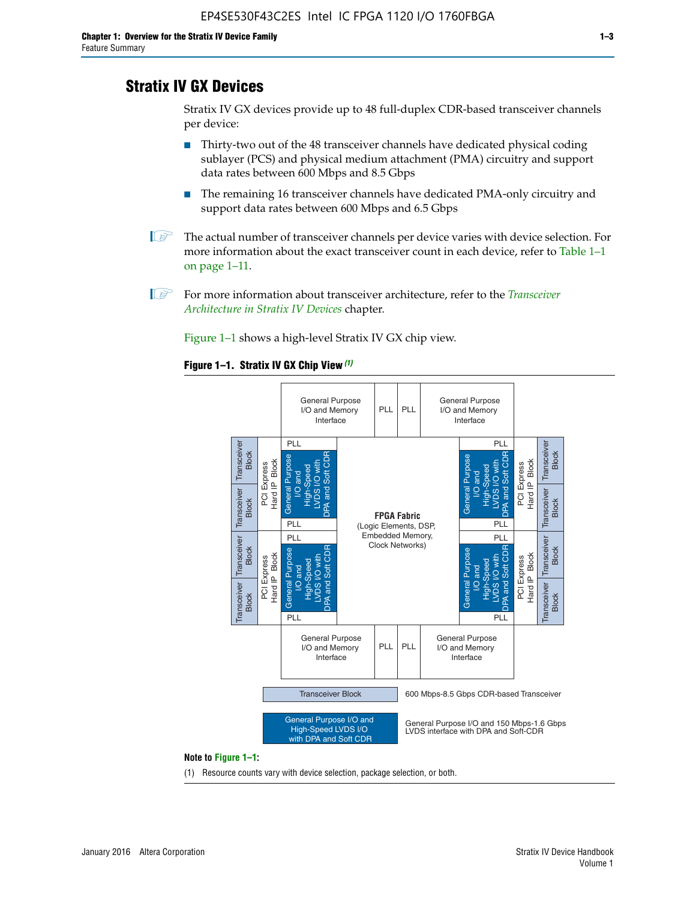## Stratix IV GX Devices

Stratix IV GX devices provide up to 48 full-duplex CDR-based transceiver channels per device:

- Thirty-two out of the 48 transceiver channels have dedicated physical coding sublayer (PCS) and physical medium attachment (PMA) circuitry and support data rates between 600 Mbps and 8.5 Gbps
- The remaining 16 transceiver channels have dedicated PMA-only circuitry and support data rates between 600 Mbps and 6.5 Gbps

The actual number of transceiver channels per device varies with device selection. For more information about the exact transceiver count in each device, refer to Table 1–1 on page 1–11.

For more information about transceiver architecture, refer to the *Transceiver Architecture in Stratix IV Devices* chapter.

Figure 1–1 shows a high-level Stratix IV GX chip view.

**Figure 1–1. Stratix IV GX Chip View** *(1)*

**Note to Figure 1–1:**

(1) Resource counts vary with device selection, package selection, or both.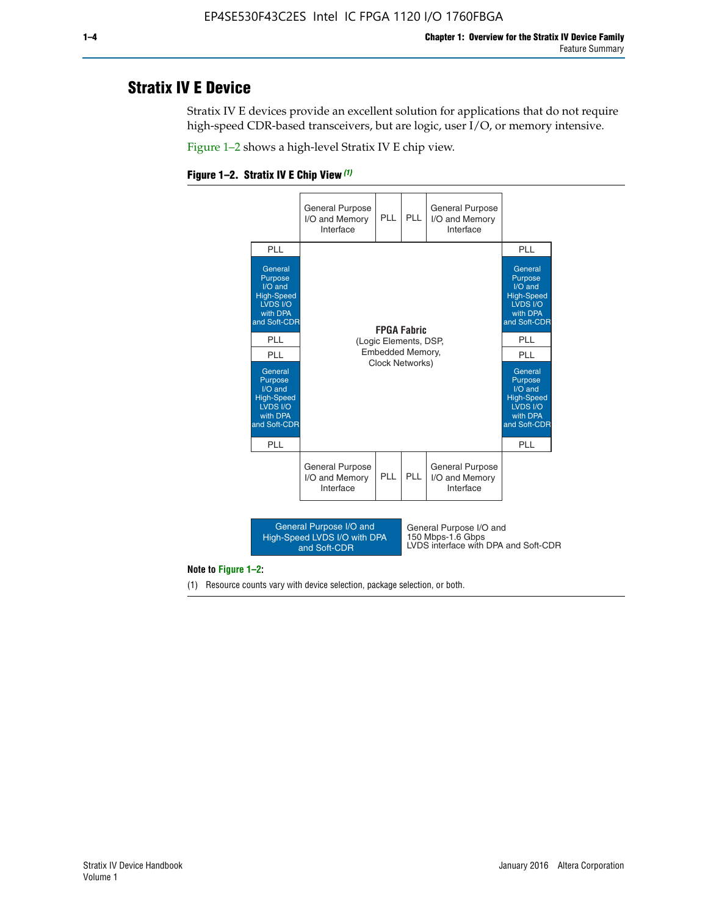## Stratix IV E Device

Stratix IV E devices provide an excellent solution for applications that do not require high-speed CDR-based transceivers, but are logic, user I/O, or memory intensive.

Figure 1–2 shows a high-level Stratix IV E chip view.

**Figure 1–2. Stratix IV E Chip View** *(1)*

| | General Purpose I/O and Memory Interface | PLL | PLL | General Purpose I/O and Memory Interface | |
|---|---|---|---|---|---|
| PLL | | | | | PLL |
| General Purpose I/O and High-Speed LVDS I/O with DPA and Soft-CDR | **FPGA Fabric** (Logic Elements, DSP, Embedded Memory, Clock Networks) | | | | General Purpose I/O and High-Speed LVDS I/O with DPA and Soft-CDR |
| PLL | | | | | PLL |
| PLL | | | | | PLL |
| General Purpose I/O and High-Speed LVDS I/O with DPA and Soft-CDR | | | | | General Purpose I/O and High-Speed LVDS I/O with DPA and Soft-CDR |
| PLL | | | | | PLL |
| | General Purpose I/O and Memory Interface | PLL | PLL | General Purpose I/O and Memory Interface | |

Legend: General Purpose I/O and High-Speed LVDS I/O with DPA and Soft-CDR — General Purpose I/O and 150 Mbps-1.6 Gbps LVDS interface with DPA and Soft-CDR

**Note to Figure 1–2:**

(1) Resource counts vary with device selection, package selection, or both.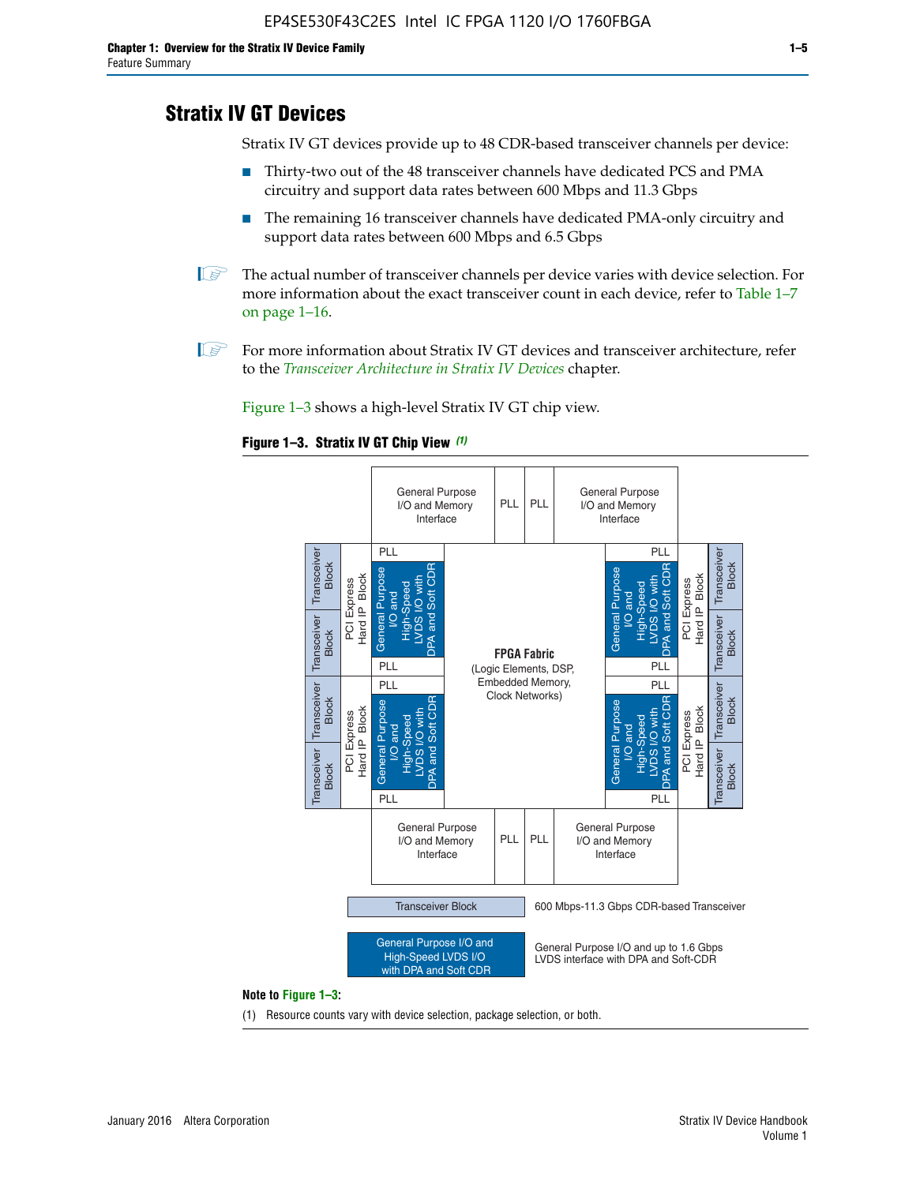## Stratix IV GT Devices

Stratix IV GT devices provide up to 48 CDR-based transceiver channels per device:

- Thirty-two out of the 48 transceiver channels have dedicated PCS and PMA circuitry and support data rates between 600 Mbps and 11.3 Gbps
- The remaining 16 transceiver channels have dedicated PMA-only circuitry and support data rates between 600 Mbps and 6.5 Gbps

The actual number of transceiver channels per device varies with device selection. For more information about the exact transceiver count in each device, refer to Table 1–7 on page 1–16.

For more information about Stratix IV GT devices and transceiver architecture, refer to the *Transceiver Architecture in Stratix IV Devices* chapter.

Figure 1–3 shows a high-level Stratix IV GT chip view.

**Figure 1–3. Stratix IV GT Chip View** *(1)*

General Purpose I/O and Memory Interface | PLL | PLL | General Purpose I/O and Memory Interface

Transceiver Block | PCI Express Hard IP Block | PLL | General Purpose I/O and High-Speed LVDS I/O with DPA and Soft CDR | PLL

**FPGA Fabric** (Logic Elements, DSP, Embedded Memory, Clock Networks)

Transceiver Block — 600 Mbps-11.3 Gbps CDR-based Transceiver

General Purpose I/O and High-Speed LVDS I/O with DPA and Soft CDR — General Purpose I/O and up to 1.6 Gbps LVDS interface with DPA and Soft-CDR

**Note to Figure 1–3:**

(1) Resource counts vary with device selection, package selection, or both.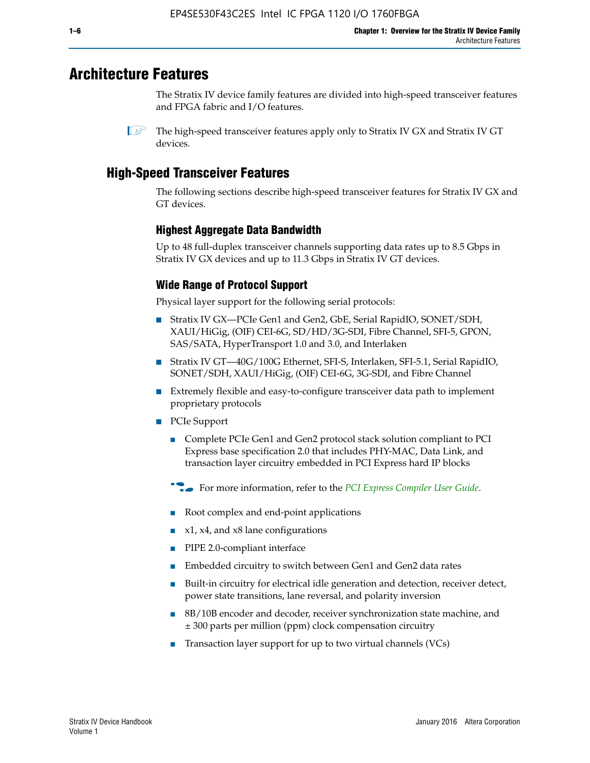# Architecture Features

The Stratix IV device family features are divided into high-speed transceiver features and FPGA fabric and I/O features.

The high-speed transceiver features apply only to Stratix IV GX and Stratix IV GT devices.

## High-Speed Transceiver Features

The following sections describe high-speed transceiver features for Stratix IV GX and GT devices.

### Highest Aggregate Data Bandwidth

Up to 48 full-duplex transceiver channels supporting data rates up to 8.5 Gbps in Stratix IV GX devices and up to 11.3 Gbps in Stratix IV GT devices.

### Wide Range of Protocol Support

Physical layer support for the following serial protocols:

- Stratix IV GX—PCIe Gen1 and Gen2, GbE, Serial RapidIO, SONET/SDH, XAUI/HiGig, (OIF) CEI-6G, SD/HD/3G-SDI, Fibre Channel, SFI-5, GPON, SAS/SATA, HyperTransport 1.0 and 3.0, and Interlaken
- Stratix IV GT—40G/100G Ethernet, SFI-S, Interlaken, SFI-5.1, Serial RapidIO, SONET/SDH, XAUI/HiGig, (OIF) CEI-6G, 3G-SDI, and Fibre Channel
- Extremely flexible and easy-to-configure transceiver data path to implement proprietary protocols
- PCIe Support
  - Complete PCIe Gen1 and Gen2 protocol stack solution compliant to PCI Express base specification 2.0 that includes PHY-MAC, Data Link, and transaction layer circuitry embedded in PCI Express hard IP blocks

  For more information, refer to the *PCI Express Compiler User Guide*.

  - Root complex and end-point applications
  - x1, x4, and x8 lane configurations
  - PIPE 2.0-compliant interface
  - Embedded circuitry to switch between Gen1 and Gen2 data rates
  - Built-in circuitry for electrical idle generation and detection, receiver detect, power state transitions, lane reversal, and polarity inversion
  - 8B/10B encoder and decoder, receiver synchronization state machine, and ± 300 parts per million (ppm) clock compensation circuitry
  - Transaction layer support for up to two virtual channels (VCs)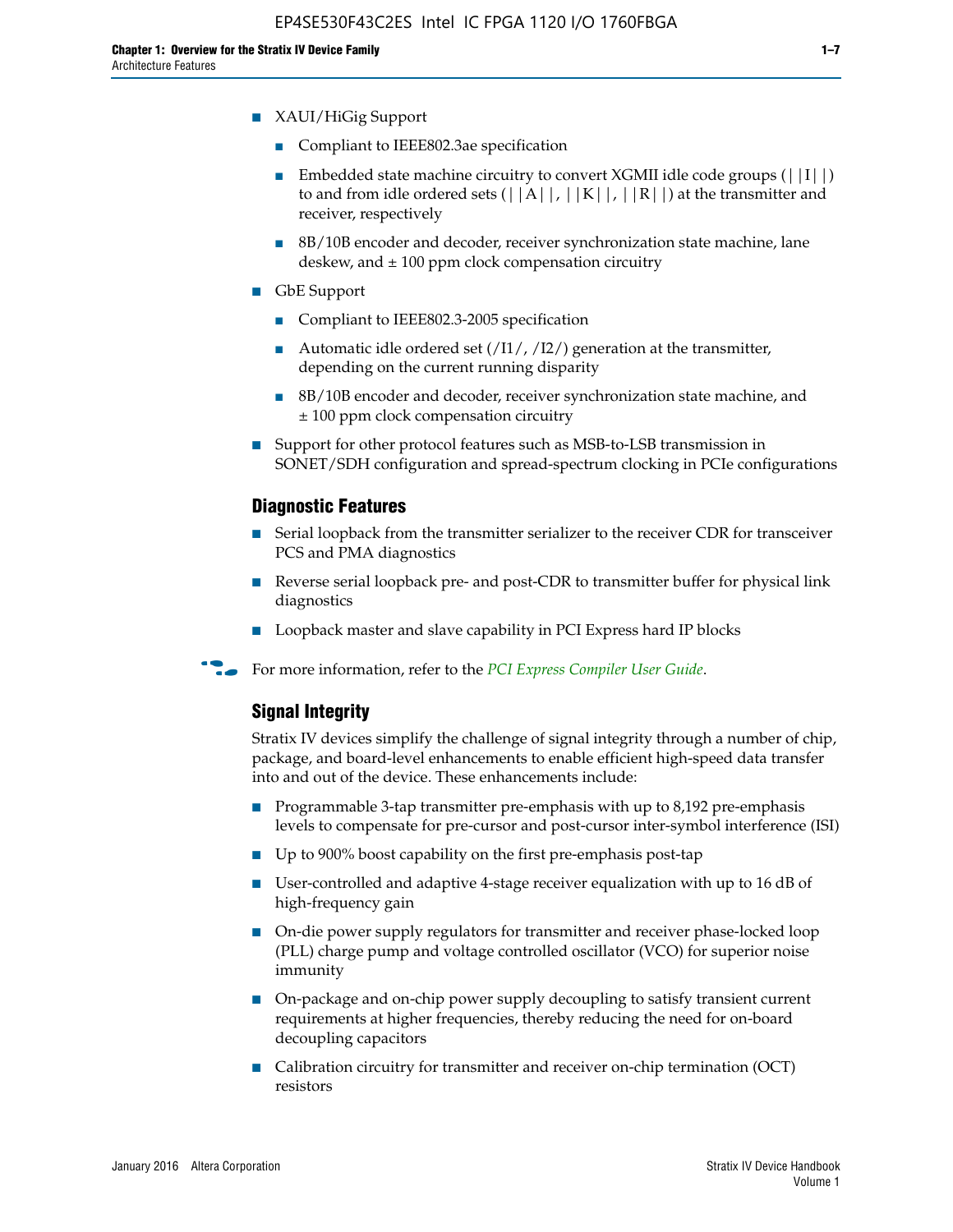- XAUI/HiGig Support
  - Compliant to IEEE802.3ae specification
  - Embedded state machine circuitry to convert XGMII idle code groups (||I||) to and from idle ordered sets (||A||, ||K||, ||R||) at the transmitter and receiver, respectively
  - 8B/10B encoder and decoder, receiver synchronization state machine, lane deskew, and ± 100 ppm clock compensation circuitry
- GbE Support
  - Compliant to IEEE802.3-2005 specification
  - Automatic idle ordered set (/I1/, /I2/) generation at the transmitter, depending on the current running disparity
  - 8B/10B encoder and decoder, receiver synchronization state machine, and ± 100 ppm clock compensation circuitry
- Support for other protocol features such as MSB-to-LSB transmission in SONET/SDH configuration and spread-spectrum clocking in PCIe configurations

### Diagnostic Features

- Serial loopback from the transmitter serializer to the receiver CDR for transceiver PCS and PMA diagnostics
- Reverse serial loopback pre- and post-CDR to transmitter buffer for physical link diagnostics
- Loopback master and slave capability in PCI Express hard IP blocks

For more information, refer to the *PCI Express Compiler User Guide*.

### Signal Integrity

Stratix IV devices simplify the challenge of signal integrity through a number of chip, package, and board-level enhancements to enable efficient high-speed data transfer into and out of the device. These enhancements include:

- Programmable 3-tap transmitter pre-emphasis with up to 8,192 pre-emphasis levels to compensate for pre-cursor and post-cursor inter-symbol interference (ISI)
- Up to 900% boost capability on the first pre-emphasis post-tap
- User-controlled and adaptive 4-stage receiver equalization with up to 16 dB of high-frequency gain
- On-die power supply regulators for transmitter and receiver phase-locked loop (PLL) charge pump and voltage controlled oscillator (VCO) for superior noise immunity
- On-package and on-chip power supply decoupling to satisfy transient current requirements at higher frequencies, thereby reducing the need for on-board decoupling capacitors
- Calibration circuitry for transmitter and receiver on-chip termination (OCT) resistors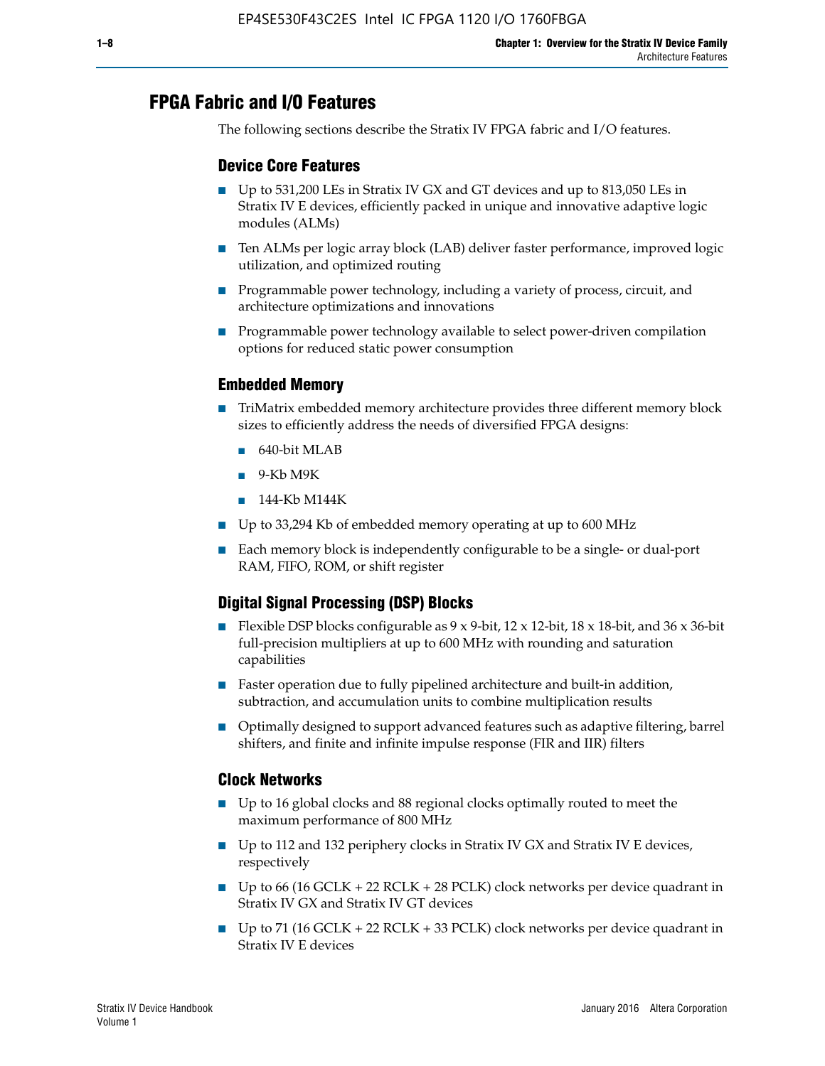## FPGA Fabric and I/O Features

The following sections describe the Stratix IV FPGA fabric and I/O features.

### Device Core Features

- Up to 531,200 LEs in Stratix IV GX and GT devices and up to 813,050 LEs in Stratix IV E devices, efficiently packed in unique and innovative adaptive logic modules (ALMs)
- Ten ALMs per logic array block (LAB) deliver faster performance, improved logic utilization, and optimized routing
- Programmable power technology, including a variety of process, circuit, and architecture optimizations and innovations
- Programmable power technology available to select power-driven compilation options for reduced static power consumption

### Embedded Memory

- TriMatrix embedded memory architecture provides three different memory block sizes to efficiently address the needs of diversified FPGA designs:
  - 640-bit MLAB
  - 9-Kb M9K
  - 144-Kb M144K
- Up to 33,294 Kb of embedded memory operating at up to 600 MHz
- Each memory block is independently configurable to be a single- or dual-port RAM, FIFO, ROM, or shift register

### Digital Signal Processing (DSP) Blocks

- Flexible DSP blocks configurable as 9 x 9-bit, 12 x 12-bit, 18 x 18-bit, and 36 x 36-bit full-precision multipliers at up to 600 MHz with rounding and saturation capabilities
- Faster operation due to fully pipelined architecture and built-in addition, subtraction, and accumulation units to combine multiplication results
- Optimally designed to support advanced features such as adaptive filtering, barrel shifters, and finite and infinite impulse response (FIR and IIR) filters

### Clock Networks

- Up to 16 global clocks and 88 regional clocks optimally routed to meet the maximum performance of 800 MHz
- Up to 112 and 132 periphery clocks in Stratix IV GX and Stratix IV E devices, respectively
- Up to 66 (16 GCLK + 22 RCLK + 28 PCLK) clock networks per device quadrant in Stratix IV GX and Stratix IV GT devices
- Up to 71 (16 GCLK + 22 RCLK + 33 PCLK) clock networks per device quadrant in Stratix IV E devices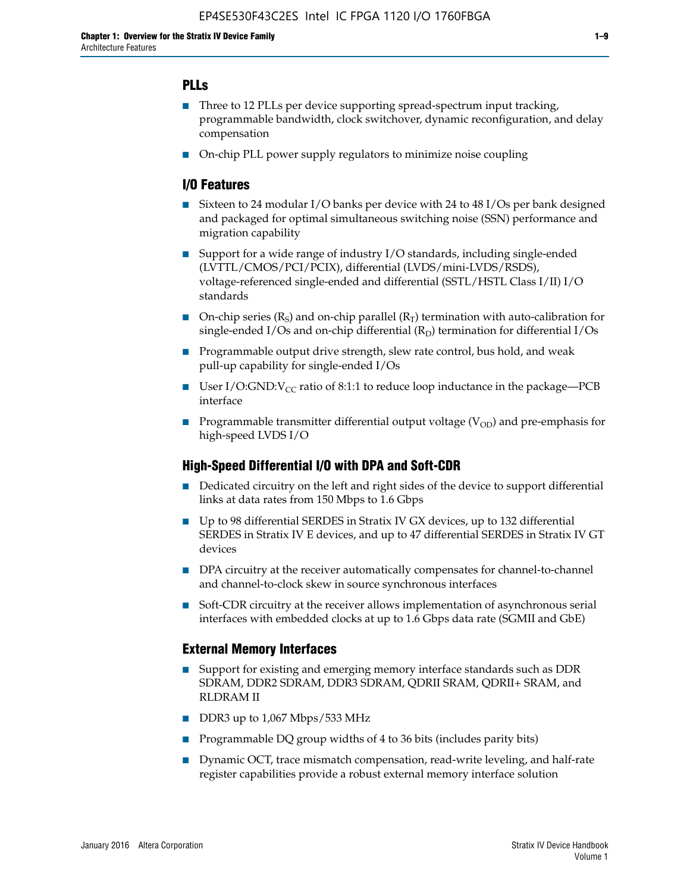### PLLs

- Three to 12 PLLs per device supporting spread-spectrum input tracking, programmable bandwidth, clock switchover, dynamic reconfiguration, and delay compensation
- On-chip PLL power supply regulators to minimize noise coupling

### I/O Features

- Sixteen to 24 modular I/O banks per device with 24 to 48 I/Os per bank designed and packaged for optimal simultaneous switching noise (SSN) performance and migration capability
- Support for a wide range of industry I/O standards, including single-ended (LVTTL/CMOS/PCI/PCIX), differential (LVDS/mini-LVDS/RSDS), voltage-referenced single-ended and differential (SSTL/HSTL Class I/II) I/O standards
- On-chip series ($R_S$) and on-chip parallel ($R_T$) termination with auto-calibration for single-ended I/Os and on-chip differential ($R_D$) termination for differential I/Os
- Programmable output drive strength, slew rate control, bus hold, and weak pull-up capability for single-ended I/Os
- User I/O:GND:$V_{CC}$ ratio of 8:1:1 to reduce loop inductance in the package—PCB interface
- Programmable transmitter differential output voltage ($V_{OD}$) and pre-emphasis for high-speed LVDS I/O

### High-Speed Differential I/O with DPA and Soft-CDR

- Dedicated circuitry on the left and right sides of the device to support differential links at data rates from 150 Mbps to 1.6 Gbps
- Up to 98 differential SERDES in Stratix IV GX devices, up to 132 differential SERDES in Stratix IV E devices, and up to 47 differential SERDES in Stratix IV GT devices
- DPA circuitry at the receiver automatically compensates for channel-to-channel and channel-to-clock skew in source synchronous interfaces
- Soft-CDR circuitry at the receiver allows implementation of asynchronous serial interfaces with embedded clocks at up to 1.6 Gbps data rate (SGMII and GbE)

### External Memory Interfaces

- Support for existing and emerging memory interface standards such as DDR SDRAM, DDR2 SDRAM, DDR3 SDRAM, QDRII SRAM, QDRII+ SRAM, and RLDRAM II
- DDR3 up to 1,067 Mbps/533 MHz
- Programmable DQ group widths of 4 to 36 bits (includes parity bits)
- Dynamic OCT, trace mismatch compensation, read-write leveling, and half-rate register capabilities provide a robust external memory interface solution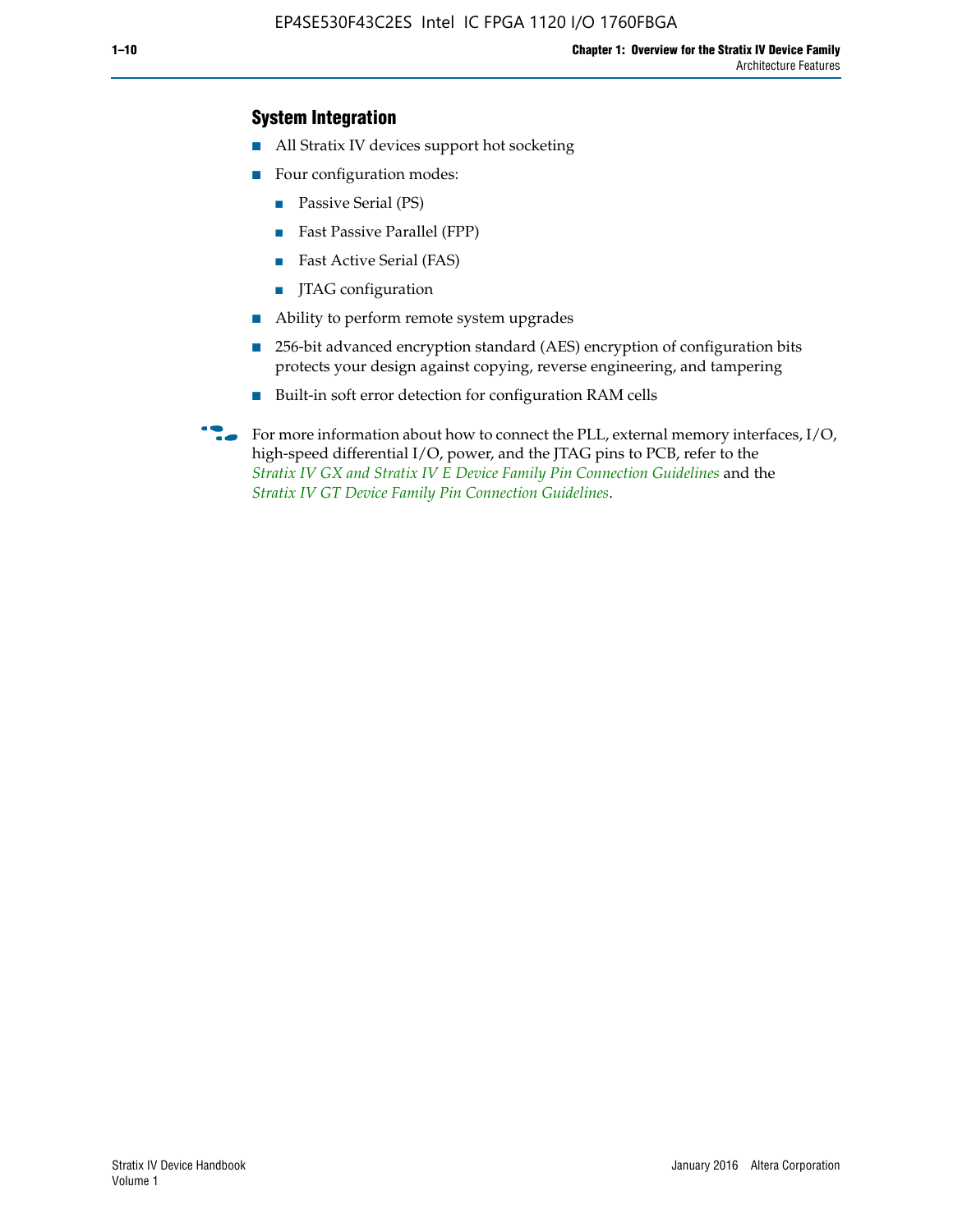## System Integration

- All Stratix IV devices support hot socketing
- Four configuration modes:
  - Passive Serial (PS)
  - Fast Passive Parallel (FPP)
  - Fast Active Serial (FAS)
  - JTAG configuration
- Ability to perform remote system upgrades
- 256-bit advanced encryption standard (AES) encryption of configuration bits protects your design against copying, reverse engineering, and tampering
- Built-in soft error detection for configuration RAM cells

For more information about how to connect the PLL, external memory interfaces, I/O, high-speed differential I/O, power, and the JTAG pins to PCB, refer to the *Stratix IV GX and Stratix IV E Device Family Pin Connection Guidelines* and the *Stratix IV GT Device Family Pin Connection Guidelines*.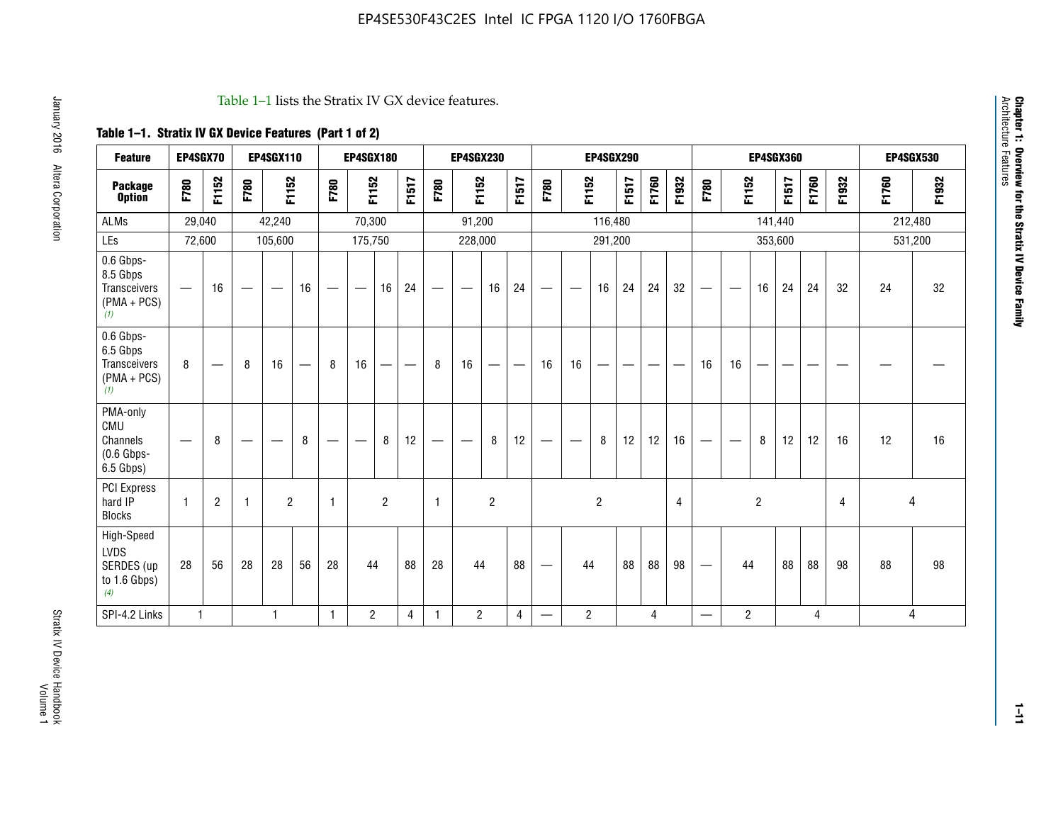Table 1–1 lists the Stratix IV GX device features.

**Table 1–1. Stratix IV GX Device Features (Part 1 of 2)**

| Feature | EP4SGX70 | | EP4SGX110 | | | EP4SGX180 | | | | EP4SGX230 | | | | EP4SGX290 | | | | | | EP4SGX360 | | | | | | EP4SGX530 | |
|---|---|---|---|---|---|---|---|---|---|---|---|---|---|---|---|---|---|---|---|---|---|---|---|---|---|---|---|
| **Package Option** | F780 | F1152 | F780 | F1152 | | F780 | F1152 | | F1517 | F780 | F1152 | | F1517 | F780 | F1152 | | F1517 | F1760 | F1932 | F780 | F1152 | | F1517 | F1760 | F1932 | F1760 | F1932 |
| ALMs | 29,040 | | 42,240 | | | 70,300 | | | | 91,200 | | | | 116,480 | | | | | | 141,440 | | | | | | 212,480 | |
| LEs | 72,600 | | 105,600 | | | 175,750 | | | | 228,000 | | | | 291,200 | | | | | | 353,600 | | | | | | 531,200 | |
| 0.6 Gbps-8.5 Gbps Transceivers (PMA + PCS) (1) | — | 16 | — | — | 16 | — | — | 16 | 24 | — | — | 16 | 24 | — | — | 16 | 24 | 24 | 32 | — | — | 16 | 24 | 24 | 32 | 24 | 32 |
| 0.6 Gbps-6.5 Gbps Transceivers (PMA + PCS) (1) | 8 | — | 8 | 16 | — | 8 | 16 | — | — | 8 | 16 | — | — | 16 | 16 | — | — | — | — | 16 | 16 | — | — | — | — | — | — |
| PMA-only CMU Channels (0.6 Gbps-6.5 Gbps) | — | 8 | — | — | 8 | — | — | 8 | 12 | — | — | 8 | 12 | — | — | 8 | 12 | 12 | 16 | — | — | 8 | 12 | 12 | 16 | 12 | 16 |
| PCI Express hard IP Blocks | 1 | 2 | 1 | 2 | | 1 | 2 | | | 1 | 2 | | | 2 | | | | | 4 | 2 | | | | | 4 | 4 | |
| High-Speed LVDS SERDES (up to 1.6 Gbps) (4) | 28 | 56 | 28 | 28 | 56 | 28 | 44 | | 88 | 28 | 44 | | 88 | — | 44 | | 88 | 88 | 98 | — | 44 | | 88 | 88 | 98 | 88 | 98 |
| SPI-4.2 Links | 1 | | 1 | | | 1 | 2 | | 4 | 1 | 2 | | 4 | — | 2 | | 4 | | | — | 2 | | 4 | | | 4 | |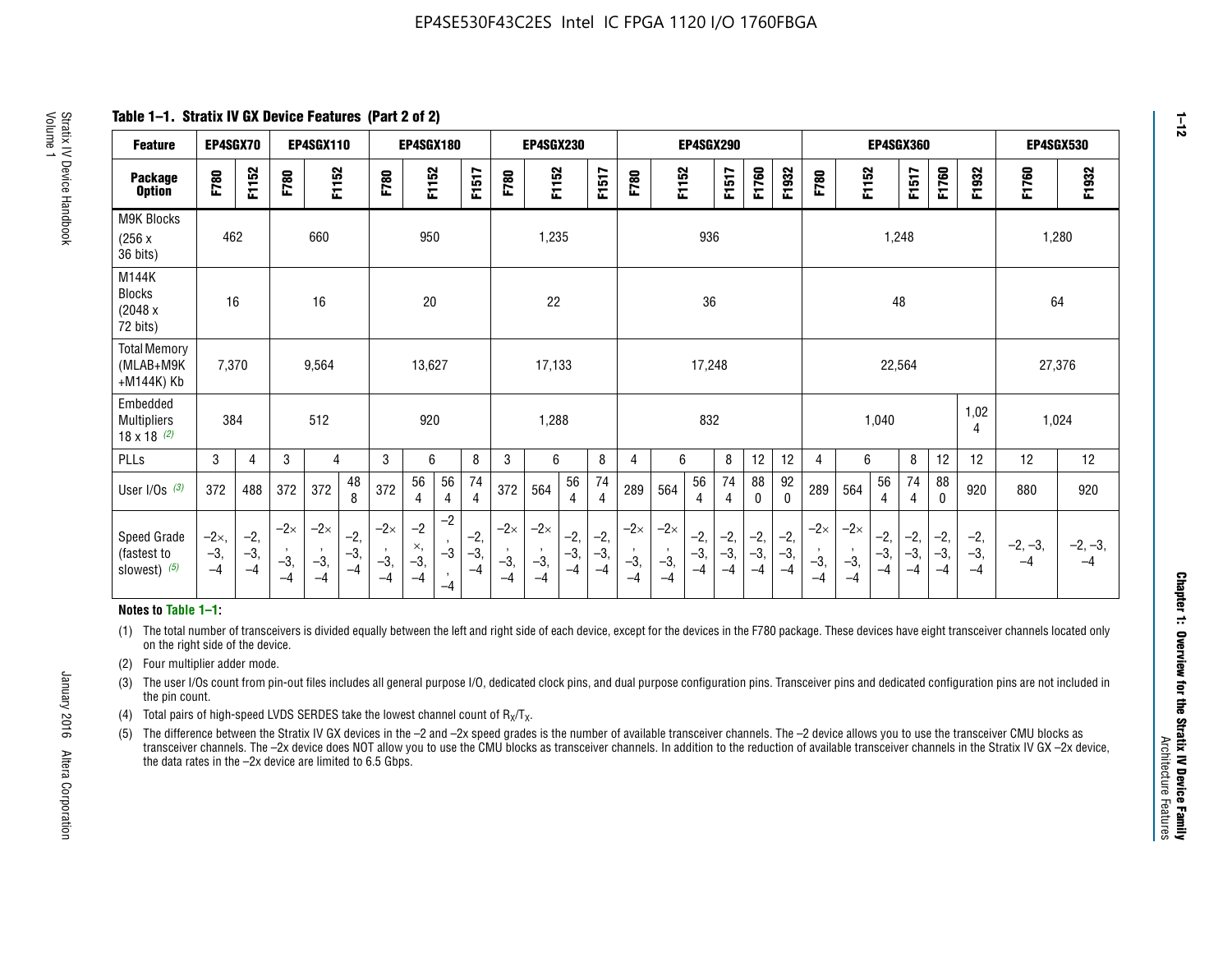## Table 1–1. Stratix IV GX Device Features (Part 2 of 2)

| Feature | EP4SGX70 | | EP4SGX110 | | | EP4SGX180 | | | | EP4SGX230 | | | | EP4SGX290 | | | | | | EP4SGX360 | | | | | | EP4SGX530 | |
|---|---|---|---|---|---|---|---|---|---|---|---|---|---|---|---|---|---|---|---|---|---|---|---|---|---|---|---|
| Package Option | F780 | F1152 | F780 | F1152 | | F780 | F1152 | | F1517 | F780 | F1152 | | F1517 | F780 | F1152 | | F1517 | F1760 | F1932 | F780 | F1152 | | F1517 | F1760 | F1932 | F1760 | F1932 |
| M9K Blocks (256 x 36 bits) | 462 | | 660 | | | 950 | | | | 1,235 | | | | 936 | | | | | | 1,248 | | | | | | 1,280 | |
| M144K Blocks (2048 x 72 bits) | 16 | | 16 | | | 20 | | | | 22 | | | | 36 | | | | | | 48 | | | | | | 64 | |
| Total Memory (MLAB+M9K +M144K) Kb | 7,370 | | 9,564 | | | 13,627 | | | | 17,133 | | | | 17,248 | | | | | | 22,564 | | | | | | 27,376 | |
| Embedded Multipliers 18 x 18 (2) | 384 | | 512 | | | 920 | | | | 1,288 | | | | 832 | | | | | | 1,040 | | | | | 1,024 | 1,024 | |
| PLLs | 3 | 4 | 3 | 4 | | 3 | 6 | | 8 | 3 | 6 | | 8 | 4 | 6 | | 8 | 12 | 12 | 4 | 6 | | 8 | 12 | 12 | 12 | 12 |
| User I/Os (3) | 372 | 488 | 372 | 372 | 488 | 372 | 564 | 564 | 744 | 372 | 564 | 564 | 744 | 289 | 564 | 564 | 744 | 880 | 920 | 289 | 564 | 564 | 744 | 880 | 920 | 880 | 920 |
| Speed Grade (fastest to slowest) (5) | –2×, –3, –4 | –2, –3, –4 | –2×, –3, –4 | –2×, –3, –4 | –2, –3, –4 | –2×, –3, –4 | –2×, –3, –4 | –2, –3, –4 | –2, –3, –4 | –2×, –3, –4 | –2×, –3, –4 | –2, –3, –4 | –2, –3, –4 | –2×, –3, –4 | –2×, –3, –4 | –2, –3, –4 | –2, –3, –4 | –2, –3, –4 | –2, –3, –4 | –2×, –3, –4 | –2×, –3, –4 | –2, –3, –4 | –2, –3, –4 | –2, –3, –4 | –2, –3, –4 | –2, –3, –4 | –2, –3, –4 |

**Notes to Table 1–1:**

(1) The total number of transceivers is divided equally between the left and right side of each device, except for the devices in the F780 package. These devices have eight transceiver channels located only on the right side of the device.

(2) Four multiplier adder mode.

(3) The user I/Os count from pin-out files includes all general purpose I/O, dedicated clock pins, and dual purpose configuration pins. Transceiver pins and dedicated configuration pins are not included in the pin count.

(4) Total pairs of high-speed LVDS SERDES take the lowest channel count of $R_X/T_X$.

(5) The difference between the Stratix IV GX devices in the –2 and –2x speed grades is the number of available transceiver channels. The –2 device allows you to use the transceiver CMU blocks as transceiver channels. The –2x device does NOT allow you to use the CMU blocks as transceiver channels. In addition to the reduction of available transceiver channels in the Stratix IV GX –2x device, the data rates in the –2x device are limited to 6.5 Gbps.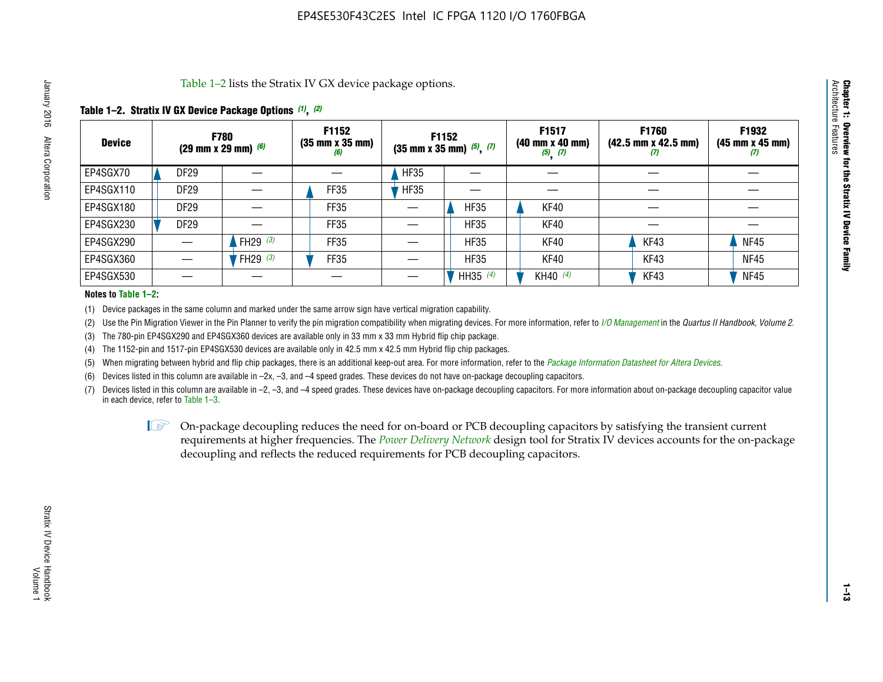Table 1–2 lists the Stratix IV GX device package options.

**Table 1–2. Stratix IV GX Device Package Options (1), (2)**

| Device | F780 (29 mm x 29 mm) (6) | | F1152 (35 mm x 35 mm) (6) | F1152 (35 mm x 35 mm) (5), (7) | | F1517 (40 mm x 40 mm) (5), (7) | F1760 (42.5 mm x 42.5 mm) (7) | F1932 (45 mm x 45 mm) (7) |
|---|---|---|---|---|---|---|---|---|
| EP4SGX70 | DF29 | — | — | HF35 | — | — | — | — |
| EP4SGX110 | DF29 | — | FF35 | HF35 | — | — | — | — |
| EP4SGX180 | DF29 | — | FF35 | — | HF35 | KF40 | — | — |
| EP4SGX230 | DF29 | — | FF35 | — | HF35 | KF40 | — | — |
| EP4SGX290 | — | FH29 (3) | FF35 | — | HF35 | KF40 | KF43 | NF45 |
| EP4SGX360 | — | FH29 (3) | FF35 | — | HF35 | KF40 | KF43 | NF45 |
| EP4SGX530 | — | — | — | — | HH35 (4) | KH40 (4) | KF43 | NF45 |

**Notes to Table 1–2:**

(1) Device packages in the same column and marked under the same arrow sign have vertical migration capability.

(2) Use the Pin Migration Viewer in the Pin Planner to verify the pin migration compatibility when migrating devices. For more information, refer to *I/O Management* in the *Quartus II Handbook, Volume 2*.

(3) The 780-pin EP4SGX290 and EP4SGX360 devices are available only in 33 mm x 33 mm Hybrid flip chip package.

(4) The 1152-pin and 1517-pin EP4SGX530 devices are available only in 42.5 mm x 42.5 mm Hybrid flip chip packages.

(5) When migrating between hybrid and flip chip packages, there is an additional keep-out area. For more information, refer to the *Package Information Datasheet for Altera Devices*.

(6) Devices listed in this column are available in –2x, –3, and –4 speed grades. These devices do not have on-package decoupling capacitors.

(7) Devices listed in this column are available in –2, –3, and –4 speed grades. These devices have on-package decoupling capacitors. For more information about on-package decoupling capacitor value in each device, refer to Table 1–3.

On-package decoupling reduces the need for on-board or PCB decoupling capacitors by satisfying the transient current requirements at higher frequencies. The *Power Delivery Network* design tool for Stratix IV devices accounts for the on-package decoupling and reflects the reduced requirements for PCB decoupling capacitors.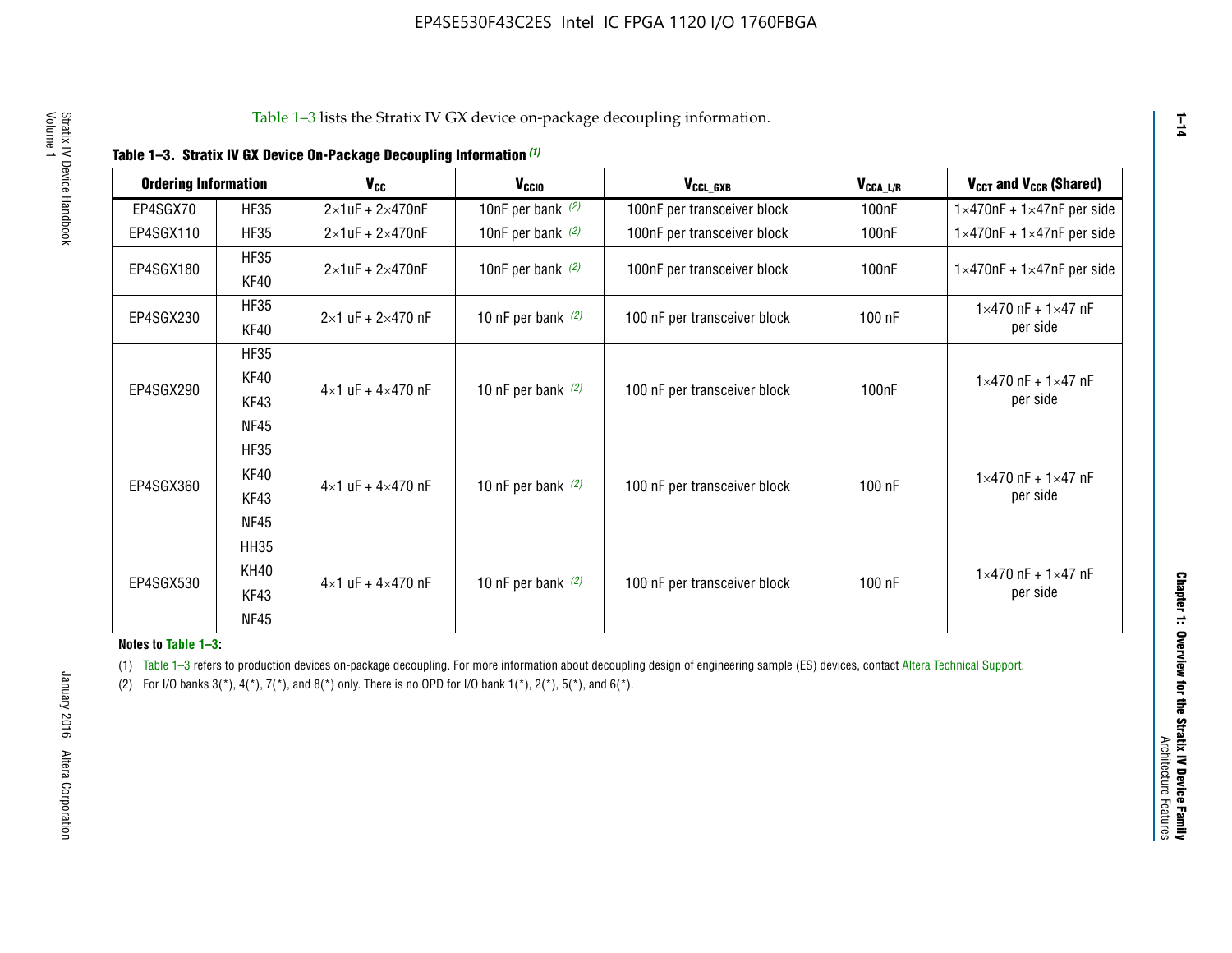Table 1–3 lists the Stratix IV GX device on-package decoupling information.

**Table 1–3. Stratix IV GX Device On-Package Decoupling Information (1)**

| Ordering Information | | $V_{CC}$ | $V_{CCIO}$ | $V_{CCL\_GXB}$ | $V_{CCA\_L/R}$ | $V_{CCT}$ and $V_{CCR}$ (Shared) |
|---|---|---|---|---|---|---|
| EP4SGX70 | HF35 | 2×1uF + 2×470nF | 10nF per bank (2) | 100nF per transceiver block | 100nF | 1×470nF + 1×47nF per side |
| EP4SGX110 | HF35 | 2×1uF + 2×470nF | 10nF per bank (2) | 100nF per transceiver block | 100nF | 1×470nF + 1×47nF per side |
| EP4SGX180 | HF35<br>KF40 | 2×1uF + 2×470nF | 10nF per bank (2) | 100nF per transceiver block | 100nF | 1×470nF + 1×47nF per side |
| EP4SGX230 | HF35<br>KF40 | 2×1 uF + 2×470 nF | 10 nF per bank (2) | 100 nF per transceiver block | 100 nF | 1×470 nF + 1×47 nF per side |
| EP4SGX290 | HF35<br>KF40<br>KF43<br>NF45 | 4×1 uF + 4×470 nF | 10 nF per bank (2) | 100 nF per transceiver block | 100nF | 1×470 nF + 1×47 nF per side |
| EP4SGX360 | HF35<br>KF40<br>KF43<br>NF45 | 4×1 uF + 4×470 nF | 10 nF per bank (2) | 100 nF per transceiver block | 100 nF | 1×470 nF + 1×47 nF per side |
| EP4SGX530 | HH35<br>KH40<br>KF43<br>NF45 | 4×1 uF + 4×470 nF | 10 nF per bank (2) | 100 nF per transceiver block | 100 nF | 1×470 nF + 1×47 nF per side |

**Notes to Table 1–3:**

(1) Table 1–3 refers to production devices on-package decoupling. For more information about decoupling design of engineering sample (ES) devices, contact Altera Technical Support.

(2) For I/O banks 3(*), 4(*), 7(*), and 8(*) only. There is no OPD for I/O bank 1(*), 2(*), 5(*), and 6(*).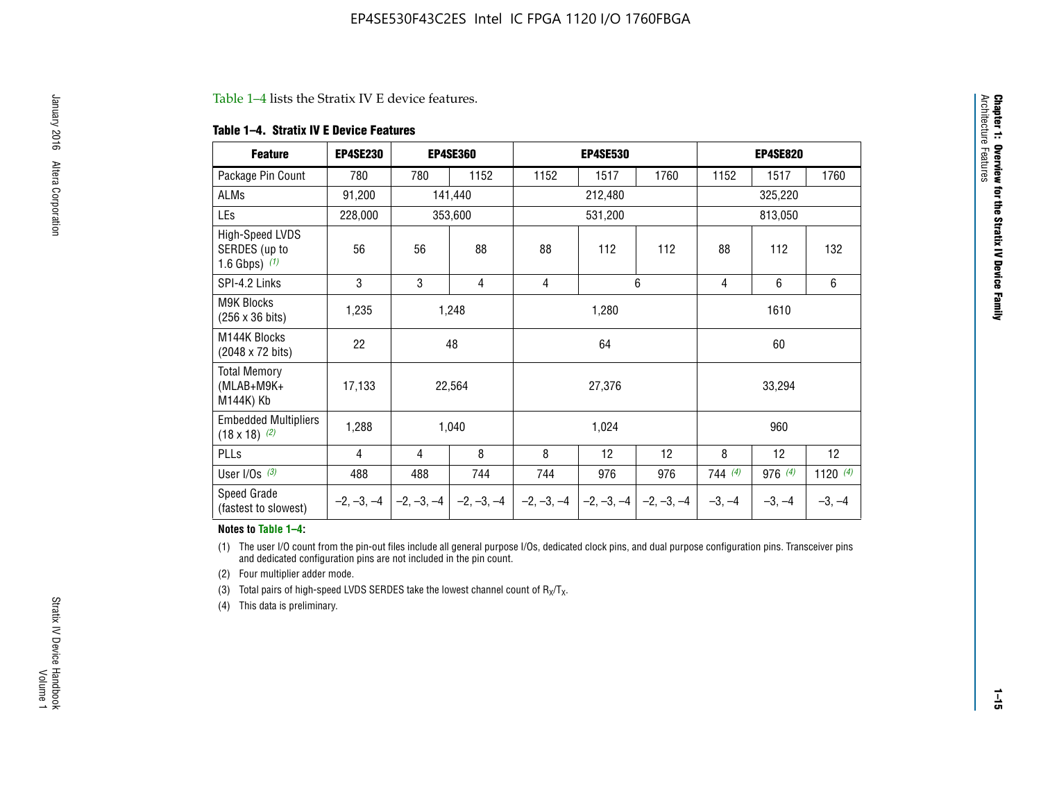Table 1–4 lists the Stratix IV E device features.

**Table 1–4. Stratix IV E Device Features**

| Feature | EP4SE230 | EP4SE360 | | EP4SE530 | | | EP4SE820 | | |
|---|---|---|---|---|---|---|---|---|---|
| Package Pin Count | 780 | 780 | 1152 | 1152 | 1517 | 1760 | 1152 | 1517 | 1760 |
| ALMs | 91,200 | 141,440 | | 212,480 | | | 325,220 | | |
| LEs | 228,000 | 353,600 | | 531,200 | | | 813,050 | | |
| High-Speed LVDS SERDES (up to 1.6 Gbps) *(1)* | 56 | 56 | 88 | 88 | 112 | 112 | 88 | 112 | 132 |
| SPI-4.2 Links | 3 | 3 | 4 | 4 | 6 | | 4 | 6 | 6 |
| M9K Blocks (256 x 36 bits) | 1,235 | 1,248 | | 1,280 | | | 1610 | | |
| M144K Blocks (2048 x 72 bits) | 22 | 48 | | 64 | | | 60 | | |
| Total Memory (MLAB+M9K+ M144K) Kb | 17,133 | 22,564 | | 27,376 | | | 33,294 | | |
| Embedded Multipliers (18 x 18) *(2)* | 1,288 | 1,040 | | 1,024 | | | 960 | | |
| PLLs | 4 | 4 | 8 | 8 | 12 | 12 | 8 | 12 | 12 |
| User I/Os *(3)* | 488 | 488 | 744 | 744 | 976 | 976 | 744 *(4)* | 976 *(4)* | 1120 *(4)* |
| Speed Grade (fastest to slowest) | –2, –3, –4 | –2, –3, –4 | –2, –3, –4 | –2, –3, –4 | –2, –3, –4 | –2, –3, –4 | –3, –4 | –3, –4 | –3, –4 |

**Notes to Table 1–4:**

(1) The user I/O count from the pin-out files include all general purpose I/Os, dedicated clock pins, and dual purpose configuration pins. Transceiver pins and dedicated configuration pins are not included in the pin count.

(2) Four multiplier adder mode.

(3) Total pairs of high-speed LVDS SERDES take the lowest channel count of $R_X/T_X$.

(4) This data is preliminary.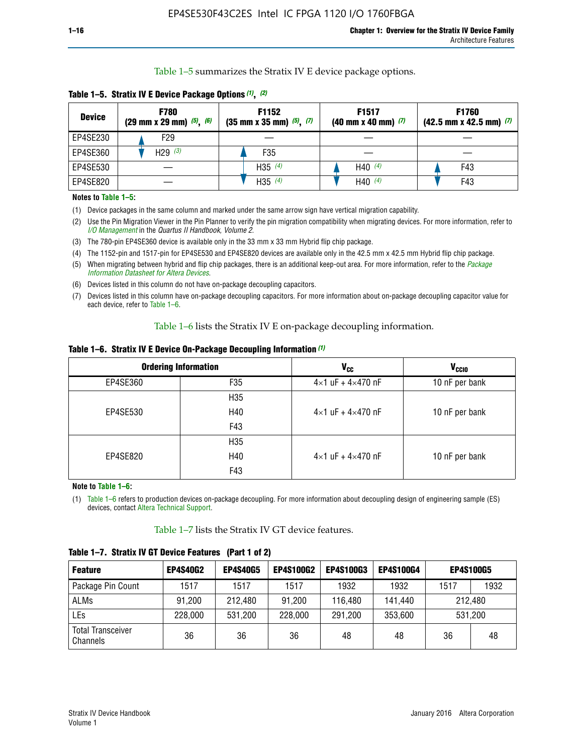Table 1–5 summarizes the Stratix IV E device package options.

**Table 1–5. Stratix IV E Device Package Options (1), (2)**

| Device | F780 (29 mm x 29 mm) (5), (6) | F1152 (35 mm x 35 mm) (5), (7) | F1517 (40 mm x 40 mm) (7) | F1760 (42.5 mm x 42.5 mm) (7) |
|---|---|---|---|---|
| EP4SE230 | F29 | — | — | — |
| EP4SE360 | H29 (3) | F35 | — | — |
| EP4SE530 | — | H35 (4) | H40 (4) | F43 |
| EP4SE820 | — | H35 (4) | H40 (4) | F43 |

**Notes to Table 1–5:**

(1) Device packages in the same column and marked under the same arrow sign have vertical migration capability.

(2) Use the Pin Migration Viewer in the Pin Planner to verify the pin migration compatibility when migrating devices. For more information, refer to *I/O Management* in the *Quartus II Handbook, Volume 2*.

(3) The 780-pin EP4SE360 device is available only in the 33 mm x 33 mm Hybrid flip chip package.

(4) The 1152-pin and 1517-pin for EP4SE530 and EP4SE820 devices are available only in the 42.5 mm x 42.5 mm Hybrid flip chip package.

(5) When migrating between hybrid and flip chip packages, there is an additional keep-out area. For more information, refer to the *Package Information Datasheet for Altera Devices*.

(6) Devices listed in this column do not have on-package decoupling capacitors.

(7) Devices listed in this column have on-package decoupling capacitors. For more information about on-package decoupling capacitor value for each device, refer to Table 1–6.

Table 1–6 lists the Stratix IV E on-package decoupling information.

**Table 1–6. Stratix IV E Device On-Package Decoupling Information (1)**

| Ordering Information | | $V_{CC}$ | $V_{CCIO}$ |
|---|---|---|---|
| EP4SE360 | F35 | 4×1 uF + 4×470 nF | 10 nF per bank |
| EP4SE530 | H35<br>H40<br>F43 | 4×1 uF + 4×470 nF | 10 nF per bank |
| EP4SE820 | H35<br>H40<br>F43 | 4×1 uF + 4×470 nF | 10 nF per bank |

**Note to Table 1–6:**

(1) Table 1–6 refers to production devices on-package decoupling. For more information about decoupling design of engineering sample (ES) devices, contact Altera Technical Support.

Table 1–7 lists the Stratix IV GT device features.

**Table 1–7. Stratix IV GT Device Features (Part 1 of 2)**

| Feature | EP4S40G2 | EP4S40G5 | EP4S100G2 | EP4S100G3 | EP4S100G4 | EP4S100G5 | |
|---|---|---|---|---|---|---|---|
| Package Pin Count | 1517 | 1517 | 1517 | 1932 | 1932 | 1517 | 1932 |
| ALMs | 91,200 | 212,480 | 91,200 | 116,480 | 141,440 | 212,480 | |
| LEs | 228,000 | 531,200 | 228,000 | 291,200 | 353,600 | 531,200 | |
| Total Transceiver Channels | 36 | 36 | 36 | 48 | 48 | 36 | 48 |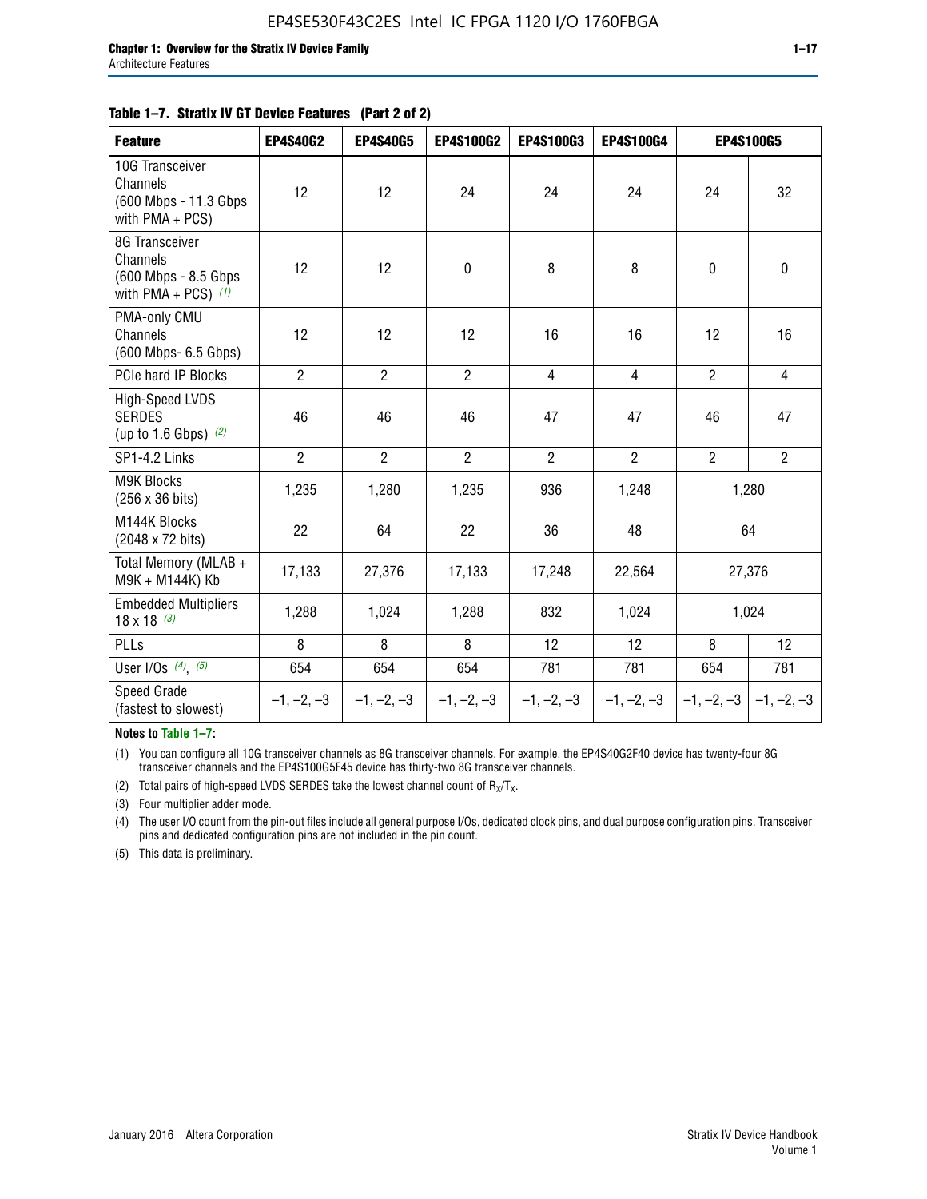**Table 1–7. Stratix IV GT Device Features (Part 2 of 2)**

| Feature | EP4S40G2 | EP4S40G5 | EP4S100G2 | EP4S100G3 | EP4S100G4 | EP4S100G5 | |
|---|---|---|---|---|---|---|---|
| 10G Transceiver Channels (600 Mbps - 11.3 Gbps with PMA + PCS) | 12 | 12 | 24 | 24 | 24 | 24 | 32 |
| 8G Transceiver Channels (600 Mbps - 8.5 Gbps with PMA + PCS) *(1)* | 12 | 12 | 0 | 8 | 8 | 0 | 0 |
| PMA-only CMU Channels (600 Mbps- 6.5 Gbps) | 12 | 12 | 12 | 16 | 16 | 12 | 16 |
| PCIe hard IP Blocks | 2 | 2 | 2 | 4 | 4 | 2 | 4 |
| High-Speed LVDS SERDES (up to 1.6 Gbps) *(2)* | 46 | 46 | 46 | 47 | 47 | 46 | 47 |
| SP1-4.2 Links | 2 | 2 | 2 | 2 | 2 | 2 | 2 |
| M9K Blocks (256 x 36 bits) | 1,235 | 1,280 | 1,235 | 936 | 1,248 | 1,280 | |
| M144K Blocks (2048 x 72 bits) | 22 | 64 | 22 | 36 | 48 | 64 | |
| Total Memory (MLAB + M9K + M144K) Kb | 17,133 | 27,376 | 17,133 | 17,248 | 22,564 | 27,376 | |
| Embedded Multipliers 18 x 18 *(3)* | 1,288 | 1,024 | 1,288 | 832 | 1,024 | 1,024 | |
| PLLs | 8 | 8 | 8 | 12 | 12 | 8 | 12 |
| User I/Os *(4)*, *(5)* | 654 | 654 | 654 | 781 | 781 | 654 | 781 |
| Speed Grade (fastest to slowest) | –1, –2, –3 | –1, –2, –3 | –1, –2, –3 | –1, –2, –3 | –1, –2, –3 | –1, –2, –3 | –1, –2, –3 |

**Notes to Table 1–7:**

(1) You can configure all 10G transceiver channels as 8G transceiver channels. For example, the EP4S40G2F40 device has twenty-four 8G transceiver channels and the EP4S100G5F45 device has thirty-two 8G transceiver channels.

(2) Total pairs of high-speed LVDS SERDES take the lowest channel count of $R_X/T_X$.

(3) Four multiplier adder mode.

(4) The user I/O count from the pin-out files include all general purpose I/Os, dedicated clock pins, and dual purpose configuration pins. Transceiver pins and dedicated configuration pins are not included in the pin count.

(5) This data is preliminary.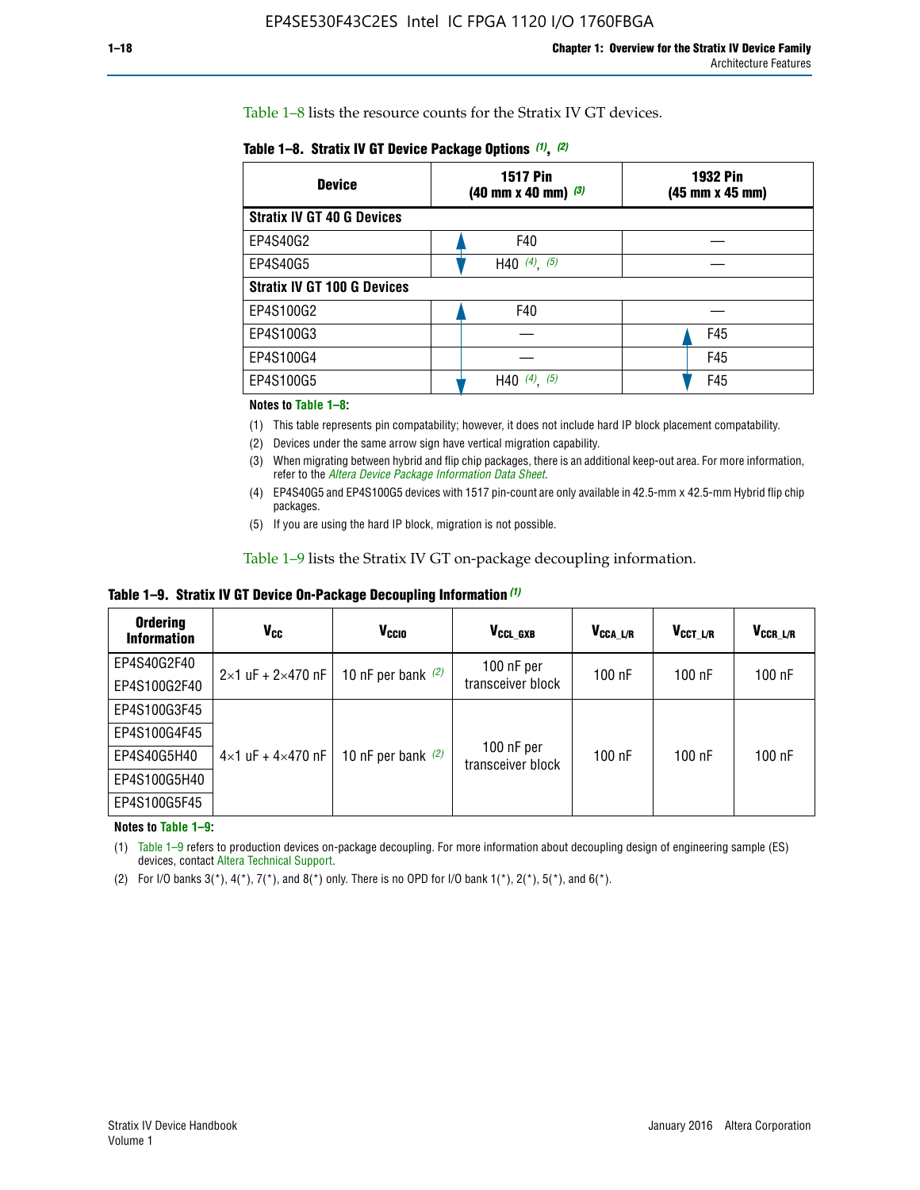Table 1–8 lists the resource counts for the Stratix IV GT devices.

**Table 1–8. Stratix IV GT Device Package Options (1), (2)**

| Device | 1517 Pin (40 mm x 40 mm) (3) | 1932 Pin (45 mm x 45 mm) |
|---|---|---|
| **Stratix IV GT 40 G Devices** | | |
| EP4S40G2 | F40 | — |
| EP4S40G5 | H40 (4), (5) | — |
| **Stratix IV GT 100 G Devices** | | |
| EP4S100G2 | F40 | — |
| EP4S100G3 | — | F45 |
| EP4S100G4 | — | F45 |
| EP4S100G5 | H40 (4), (5) | F45 |

**Notes to Table 1–8:**

(1) This table represents pin compatability; however, it does not include hard IP block placement compatability.

(2) Devices under the same arrow sign have vertical migration capability.

(3) When migrating between hybrid and flip chip packages, there is an additional keep-out area. For more information, refer to the *Altera Device Package Information Data Sheet*.

(4) EP4S40G5 and EP4S100G5 devices with 1517 pin-count are only available in 42.5-mm x 42.5-mm Hybrid flip chip packages.

(5) If you are using the hard IP block, migration is not possible.

Table 1–9 lists the Stratix IV GT on-package decoupling information.

**Table 1–9. Stratix IV GT Device On-Package Decoupling Information (1)**

| Ordering Information | $V_{CC}$ | $V_{CCIO}$ | $V_{CCL\_GXB}$ | $V_{CCA\_L/R}$ | $V_{CCT\_L/R}$ | $V_{CCR\_L/R}$ |
|---|---|---|---|---|---|---|
| EP4S40G2F40 | 2×1 uF + 2×470 nF | 10 nF per bank (2) | 100 nF per transceiver block | 100 nF | 100 nF | 100 nF |
| EP4S100G2F40 | | | | | | |
| EP4S100G3F45 | 4×1 uF + 4×470 nF | 10 nF per bank (2) | 100 nF per transceiver block | 100 nF | 100 nF | 100 nF |
| EP4S100G4F45 | | | | | | |
| EP4S40G5H40 | | | | | | |
| EP4S100G5H40 | | | | | | |
| EP4S100G5F45 | | | | | | |

**Notes to Table 1–9:**

(1) Table 1–9 refers to production devices on-package decoupling. For more information about decoupling design of engineering sample (ES) devices, contact Altera Technical Support.

(2) For I/O banks 3(*), 4(*), 7(*), and 8(*) only. There is no OPD for I/O bank 1(*), 2(*), 5(*), and 6(*).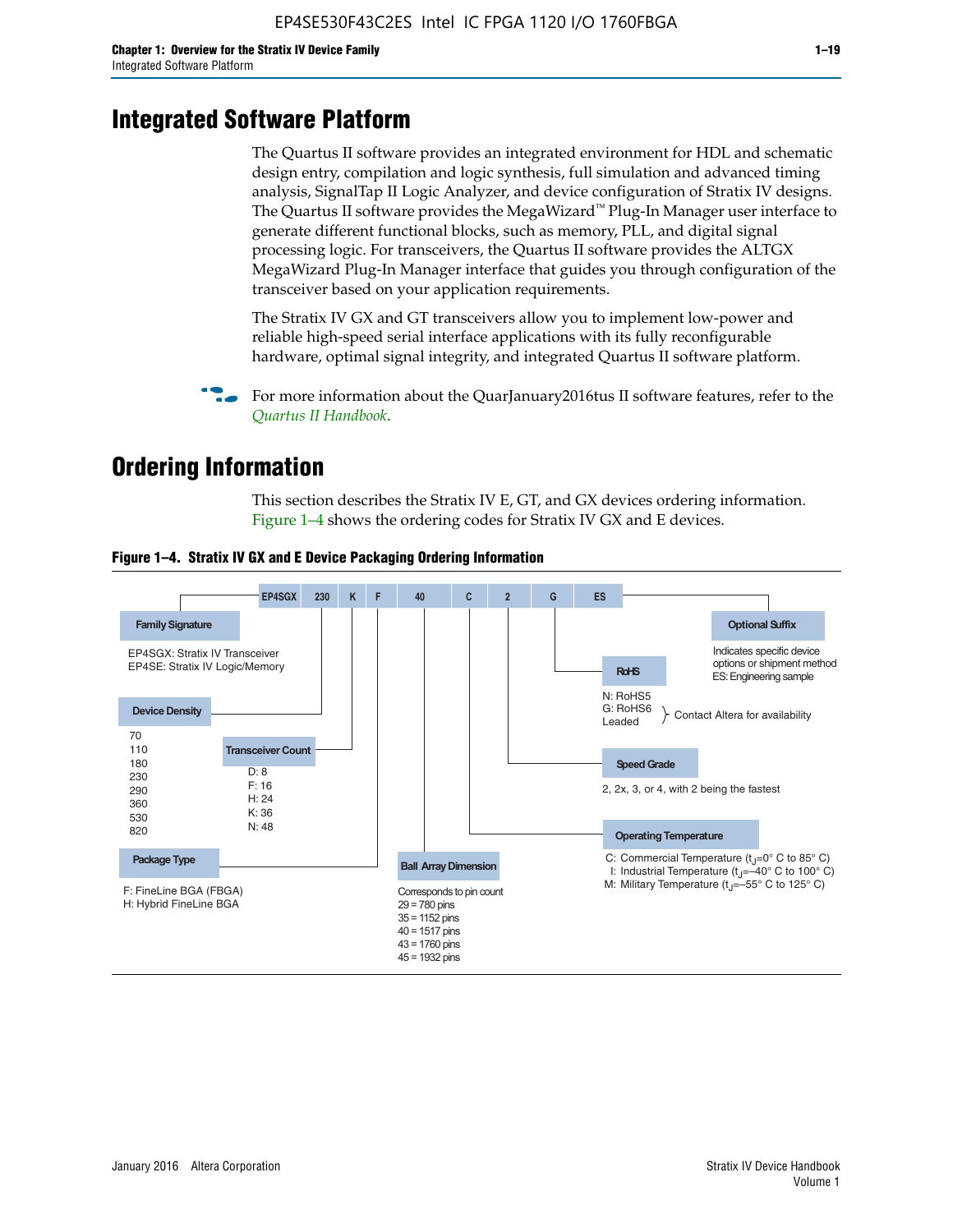# Integrated Software Platform

The Quartus II software provides an integrated environment for HDL and schematic design entry, compilation and logic synthesis, full simulation and advanced timing analysis, SignalTap II Logic Analyzer, and device configuration of Stratix IV designs. The Quartus II software provides the MegaWizard™ Plug-In Manager user interface to generate different functional blocks, such as memory, PLL, and digital signal processing logic. For transceivers, the Quartus II software provides the ALTGX MegaWizard Plug-In Manager interface that guides you through configuration of the transceiver based on your application requirements.

The Stratix IV GX and GT transceivers allow you to implement low-power and reliable high-speed serial interface applications with its fully reconfigurable hardware, optimal signal integrity, and integrated Quartus II software platform.

For more information about the QuarJanuary2016tus II software features, refer to the *Quartus II Handbook*.

# Ordering Information

This section describes the Stratix IV E, GT, and GX devices ordering information. Figure 1–4 shows the ordering codes for Stratix IV GX and E devices.

**Figure 1–4. Stratix IV GX and E Device Packaging Ordering Information**

EP4SGX | 230 | K | F | 40 | C | 2 | G | ES

**Family Signature**
- EP4SGX: Stratix IV Transceiver
- EP4SE: Stratix IV Logic/Memory

**Device Density**
70, 110, 180, 230, 290, 360, 530, 820

**Transceiver Count**
- D: 8
- F: 16
- H: 24
- K: 36
- N: 48

**Package Type**
- F: FineLine BGA (FBGA)
- H: Hybrid FineLine BGA

**Ball Array Dimension**
Corresponds to pin count
- 29 = 780 pins
- 35 = 1152 pins
- 40 = 1517 pins
- 43 = 1760 pins
- 45 = 1932 pins

**Operating Temperature**
- C: Commercial Temperature ($t_J$=0° C to 85° C)
- I: Industrial Temperature ($t_J$=–40° C to 100° C)
- M: Military Temperature ($t_J$=–55° C to 125° C)

**Speed Grade**
2, 2x, 3, or 4, with 2 being the fastest

**RoHS**
- N: RoHS5
- G: RoHS6
- Leaded

(RoHS5, RoHS6, Leaded: Contact Altera for availability)

**Optional Suffix**
Indicates specific device options or shipment method
ES: Engineering sample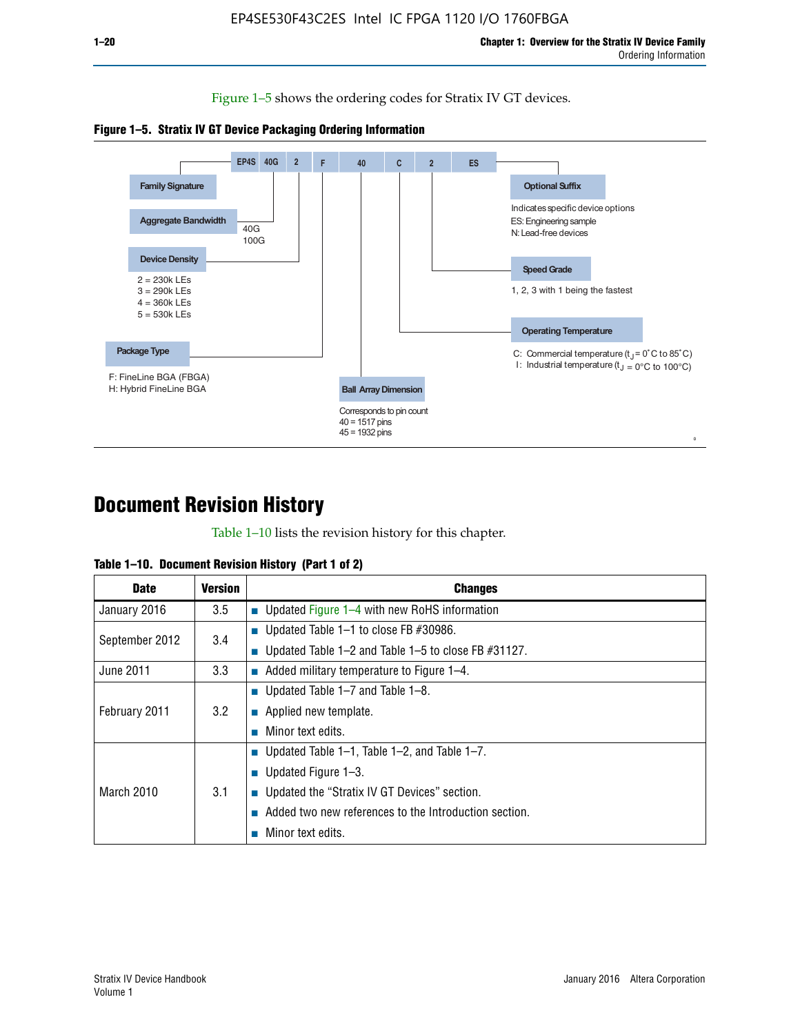Figure 1–5 shows the ordering codes for Stratix IV GT devices.

**Figure 1–5. Stratix IV GT Device Packaging Ordering Information**

EP4S 40G 2 F 40 C 2 ES

- **Family Signature**
- **Aggregate Bandwidth**: 40G, 100G
- **Device Density**: 2 = 230k LEs, 3 = 290k LEs, 4 = 360k LEs, 5 = 530k LEs
- **Package Type**: F: FineLine BGA (FBGA), H: Hybrid FineLine BGA
- **Ball Array Dimension**: Corresponds to pin count, 40 = 1517 pins, 45 = 1932 pins
- **Operating Temperature**: C: Commercial temperature ($t_J$ = 0°C to 85°C), I: Industrial temperature ($t_J$ = 0°C to 100°C)
- **Speed Grade**: 1, 2, 3 with 1 being the fastest
- **Optional Suffix**: Indicates specific device options, ES: Engineering sample, N: Lead-free devices

# Document Revision History

Table 1–10 lists the revision history for this chapter.

**Table 1–10. Document Revision History (Part 1 of 2)**

| Date | Version | Changes |
|---|---|---|
| January 2016 | 3.5 | ■ Updated Figure 1–4 with new RoHS information |
| September 2012 | 3.4 | ■ Updated Table 1–1 to close FB #30986.<br>■ Updated Table 1–2 and Table 1–5 to close FB #31127. |
| June 2011 | 3.3 | ■ Added military temperature to Figure 1–4. |
| February 2011 | 3.2 | ■ Updated Table 1–7 and Table 1–8.<br>■ Applied new template.<br>■ Minor text edits. |
| March 2010 | 3.1 | ■ Updated Table 1–1, Table 1–2, and Table 1–7.<br>■ Updated Figure 1–3.<br>■ Updated the “Stratix IV GT Devices” section.<br>■ Added two new references to the Introduction section.<br>■ Minor text edits. |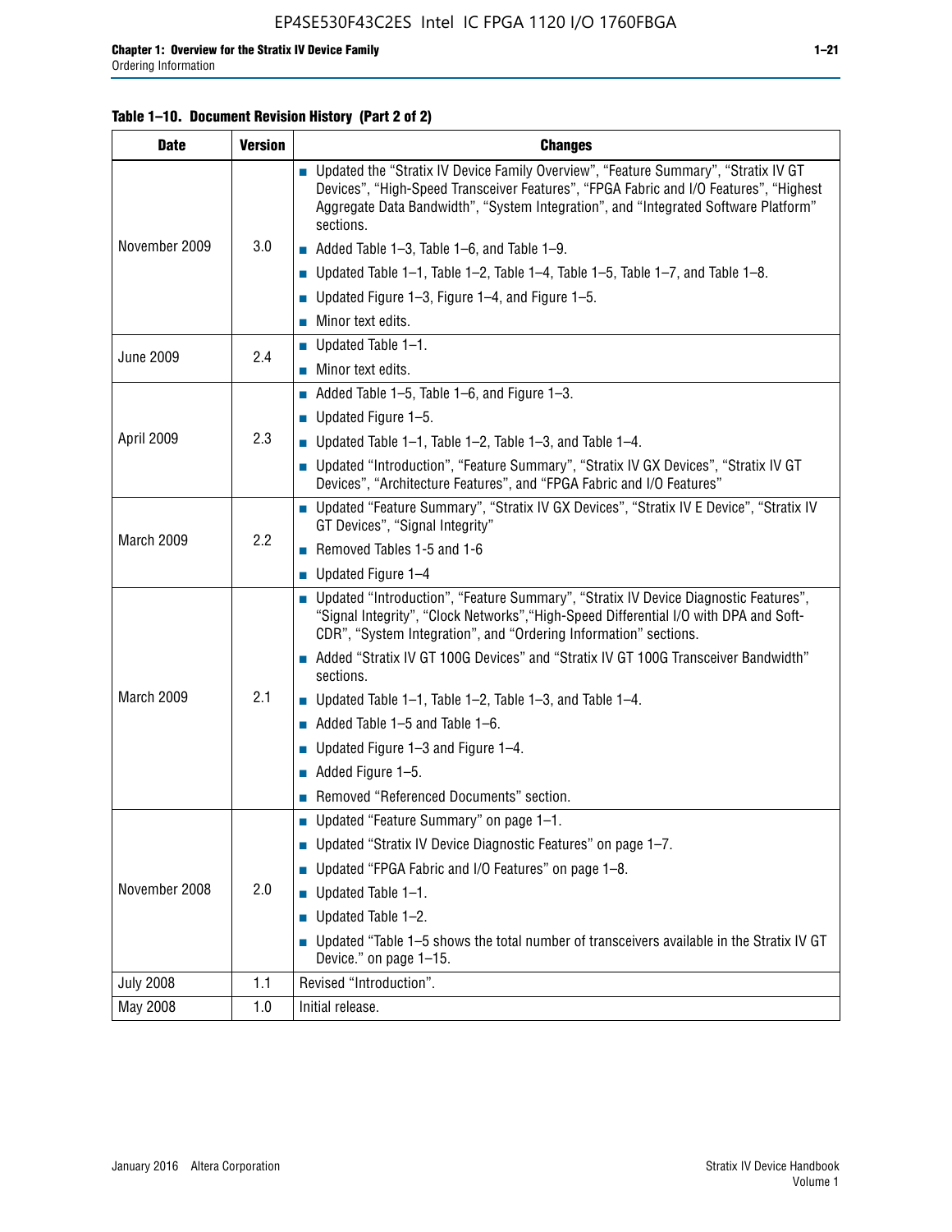**Table 1–10. Document Revision History (Part 2 of 2)**

| Date | Version | Changes |
|---|---|---|
| November 2009 | 3.0 | ■ Updated the “Stratix IV Device Family Overview”, “Feature Summary”, “Stratix IV GT Devices”, “High-Speed Transceiver Features”, “FPGA Fabric and I/O Features”, “Highest Aggregate Data Bandwidth”, “System Integration”, and “Integrated Software Platform” sections.<br>■ Added Table 1–3, Table 1–6, and Table 1–9.<br>■ Updated Table 1–1, Table 1–2, Table 1–4, Table 1–5, Table 1–7, and Table 1–8.<br>■ Updated Figure 1–3, Figure 1–4, and Figure 1–5.<br>■ Minor text edits. |
| June 2009 | 2.4 | ■ Updated Table 1–1.<br>■ Minor text edits. |
| April 2009 | 2.3 | ■ Added Table 1–5, Table 1–6, and Figure 1–3.<br>■ Updated Figure 1–5.<br>■ Updated Table 1–1, Table 1–2, Table 1–3, and Table 1–4.<br>■ Updated “Introduction”, “Feature Summary”, “Stratix IV GX Devices”, “Stratix IV GT Devices”, “Architecture Features”, and “FPGA Fabric and I/O Features” |
| March 2009 | 2.2 | ■ Updated “Feature Summary”, “Stratix IV GX Devices”, “Stratix IV E Device”, “Stratix IV GT Devices”, “Signal Integrity”<br>■ Removed Tables 1-5 and 1-6<br>■ Updated Figure 1–4 |
| March 2009 | 2.1 | ■ Updated “Introduction”, “Feature Summary”, “Stratix IV Device Diagnostic Features”, “Signal Integrity”, “Clock Networks”,“High-Speed Differential I/O with DPA and Soft-CDR”, “System Integration”, and “Ordering Information” sections.<br>■ Added “Stratix IV GT 100G Devices” and “Stratix IV GT 100G Transceiver Bandwidth” sections.<br>■ Updated Table 1–1, Table 1–2, Table 1–3, and Table 1–4.<br>■ Added Table 1–5 and Table 1–6.<br>■ Updated Figure 1–3 and Figure 1–4.<br>■ Added Figure 1–5.<br>■ Removed “Referenced Documents” section. |
| November 2008 | 2.0 | ■ Updated “Feature Summary” on page 1–1.<br>■ Updated “Stratix IV Device Diagnostic Features” on page 1–7.<br>■ Updated “FPGA Fabric and I/O Features” on page 1–8.<br>■ Updated Table 1–1.<br>■ Updated Table 1–2.<br>■ Updated “Table 1–5 shows the total number of transceivers available in the Stratix IV GT Device.” on page 1–15. |
| July 2008 | 1.1 | Revised “Introduction”. |
| May 2008 | 1.0 | Initial release. |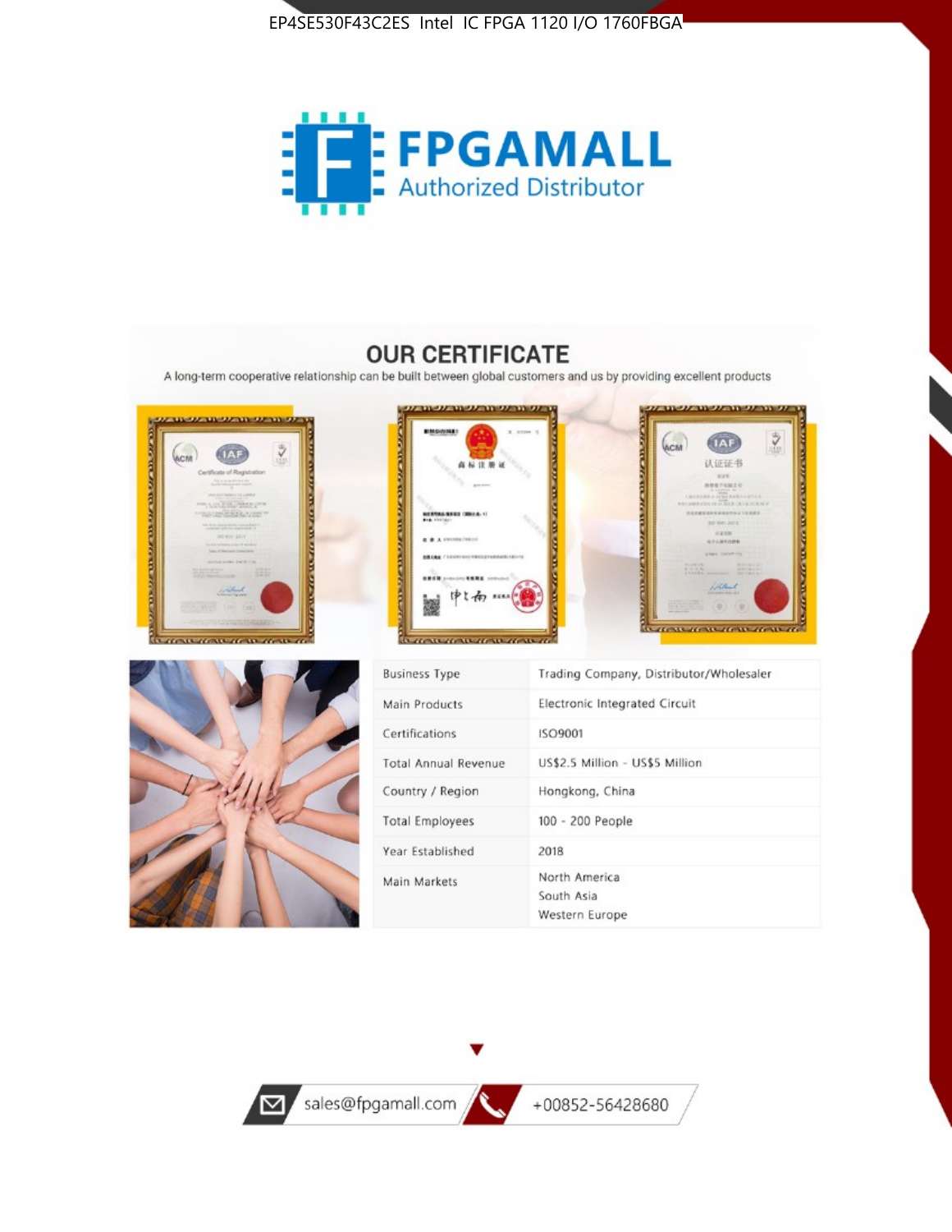FPGAMALL

Authorized Distributor

## OUR CERTIFICATE

A long-term cooperative relationship can be built between global customers and us by providing excellent products

| | |
|---|---|
| Business Type | Trading Company, Distributor/Wholesaler |
| Main Products | Electronic Integrated Circuit |
| Certifications | ISO9001 |
| Total Annual Revenue | US$2.5 Million - US$5 Million |
| Country / Region | Hongkong, China |
| Total Employees | 100 - 200 People |
| Year Established | 2018 |
| Main Markets | North America<br>South Asia<br>Western Europe |

sales@fpgamall.com

+00852-56428680